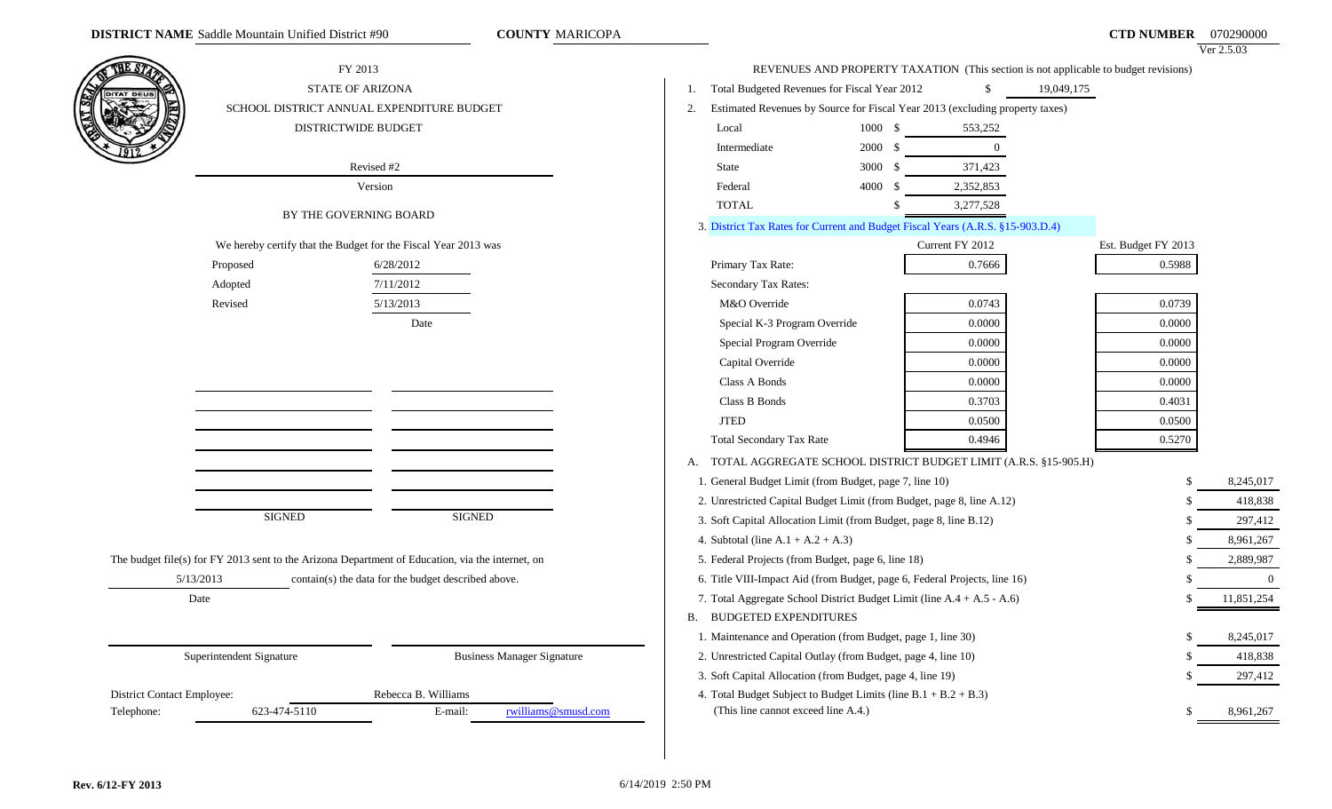**DISTRICT NAME** Saddle Mountain Unified District #90 **COUNTY** MARICOPA **CTD NUMBER** 070290000

Ver 2.5.03

FY 2013

STATE OF ARIZONA

SCHOOL DISTRICT ANNUAL EXPENDITURE BUDGET

DISTRICTWIDE BUDGET

Revised #2

Version

BY THE GOVERNING BOARD

We hereby certify that the Budget for the Fiscal Year 2013 was

| | Date |
|---|---|
| Proposed | 6/28/2012 |
| Adopted | 7/11/2012 |
| Revised | 5/13/2013 |

| SIGNED | SIGNED |
|---|---|

The budget file(s) for FY 2013 sent to the Arizona Department of Education, via the internet, on 5/13/2013 (Date) contain(s) the data for the budget described above.

Superintendent Signature

Business Manager Signature

District Contact Employee: Rebecca B. Williams

Telephone: 623-474-5110 E-mail: rwilliams@smusd.com

REVENUES AND PROPERTY TAXATION (This section is not applicable to budget revisions)

1. Total Budgeted Revenues for Fiscal Year 2012 $ 19,049,175
2. Estimated Revenues by Source for Fiscal Year 2013 (excluding property taxes)

| Source | Code | Amount |
|---|---|---|
| Local | 1000 | $ 553,252 |
| Intermediate | 2000 | $ 0 |
| State | 3000 | $ 371,423 |
| Federal | 4000 | $ 2,352,853 |
| TOTAL | | $ 3,277,528 |

3. District Tax Rates for Current and Budget Fiscal Years (A.R.S. §15-903.D.4)

| | Current FY 2012 | Est. Budget FY 2013 |
|---|---|---|
| Primary Tax Rate: | 0.7666 | 0.5988 |
| Secondary Tax Rates: | | |
| M&O Override | 0.0743 | 0.0739 |
| Special K-3 Program Override | 0.0000 | 0.0000 |
| Special Program Override | 0.0000 | 0.0000 |
| Capital Override | 0.0000 | 0.0000 |
| Class A Bonds | 0.0000 | 0.0000 |
| Class B Bonds | 0.3703 | 0.4031 |
| JTED | 0.0500 | 0.0500 |
| Total Secondary Tax Rate | 0.4946 | 0.5270 |

A. TOTAL AGGREGATE SCHOOL DISTRICT BUDGET LIMIT (A.R.S. §15-905.H)

| | |
|---|---|
| 1. General Budget Limit (from Budget, page 7, line 10) | $ 8,245,017 |
| 2. Unrestricted Capital Budget Limit (from Budget, page 8, line A.12) | $ 418,838 |
| 3. Soft Capital Allocation Limit (from Budget, page 8, line B.12) | $ 297,412 |
| 4. Subtotal (line A.1 + A.2 + A.3) | $ 8,961,267 |
| 5. Federal Projects (from Budget, page 6, line 18) | $ 2,889,987 |
| 6. Title VIII-Impact Aid (from Budget, page 6, Federal Projects, line 16) | $ 0 |
| 7. Total Aggregate School District Budget Limit (line A.4 + A.5 - A.6) | $ 11,851,254 |

B. BUDGETED EXPENDITURES

| | |
|---|---|
| 1. Maintenance and Operation (from Budget, page 1, line 30) | $ 8,245,017 |
| 2. Unrestricted Capital Outlay (from Budget, page 4, line 10) | $ 418,838 |
| 3. Soft Capital Allocation (from Budget, page 4, line 19) | $ 297,412 |
| 4. Total Budget Subject to Budget Limits (line B.1 + B.2 + B.3) (This line cannot exceed line A.4.) | $ 8,961,267 |

Rev. 6/12-FY 2013

6/14/2019 2:50 PM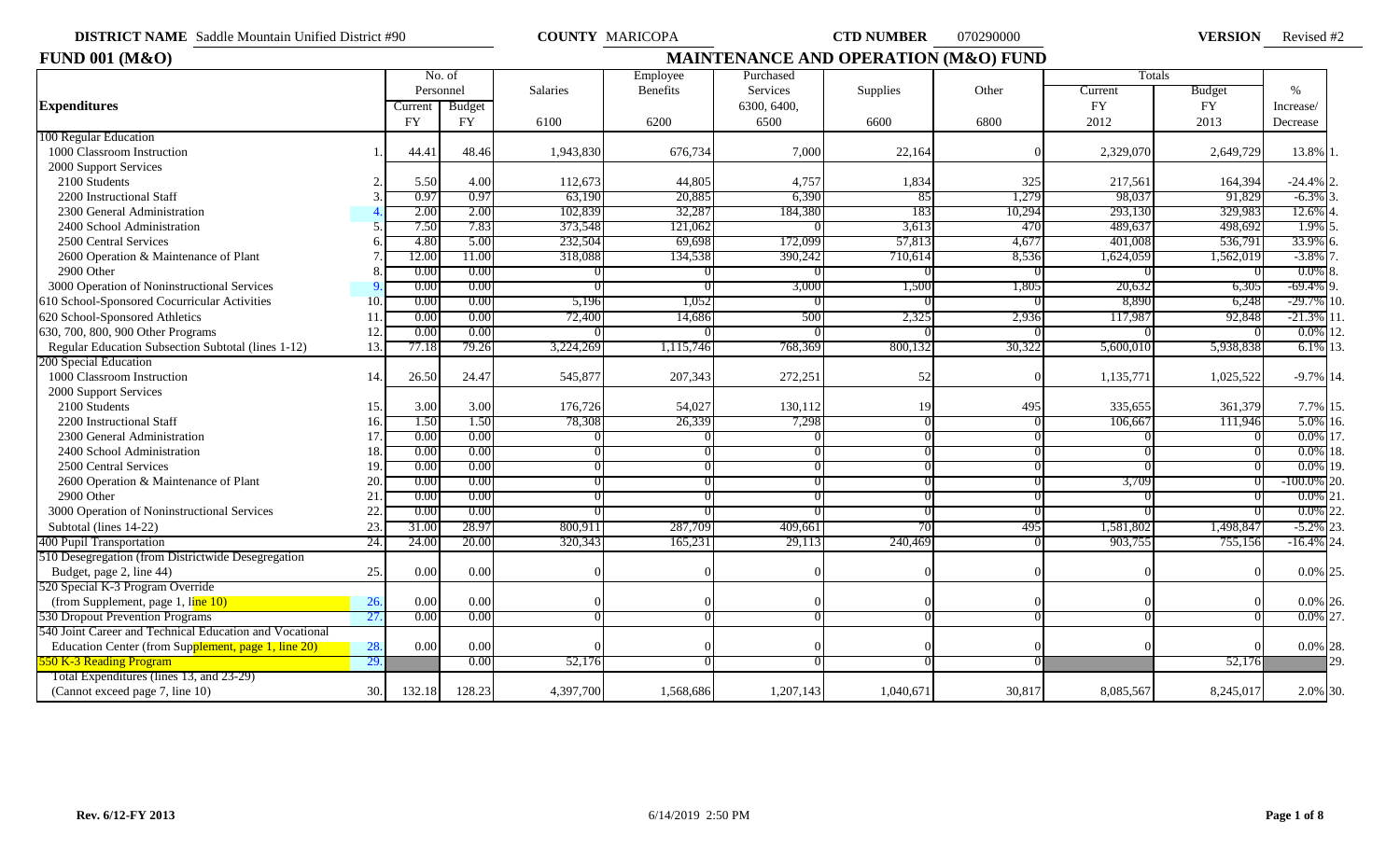**DISTRICT NAME** Saddle Mountain Unified District #90 **COUNTY** MARICOPA **CTD NUMBER** 070290000 **VERSION** Revised #2

**FUND 001 (M&O)** **MAINTENANCE AND OPERATION (M&O) FUND**

| Expenditures | | No. of Personnel Current FY | Budget FY | Salaries 6100 | Employee Benefits 6200 | Purchased Services 6300, 6400, 6500 | Supplies 6600 | Other 6800 | Totals Current FY 2012 | Budget FY 2013 | % Increase/ Decrease | |
|---|---|---|---|---|---|---|---|---|---|---|---|---|
| 100 Regular Education | | | | | | | | | | | | |
| 1000 Classroom Instruction | 1. | 44.41 | 48.46 | 1,943,830 | 676,734 | 7,000 | 22,164 | 0 | 2,329,070 | 2,649,729 | 13.8% | 1. |
| 2000 Support Services | | | | | | | | | | | | |
| 2100 Students | 2. | 5.50 | 4.00 | 112,673 | 44,805 | 4,757 | 1,834 | 325 | 217,561 | 164,394 | -24.4% | 2. |
| 2200 Instructional Staff | 3. | 0.97 | 0.97 | 63,190 | 20,885 | 6,390 | 85 | 1,279 | 98,037 | 91,829 | -6.3% | 3. |
| 2300 General Administration | 4. | 2.00 | 2.00 | 102,839 | 32,287 | 184,380 | 183 | 10,294 | 293,130 | 329,983 | 12.6% | 4. |
| 2400 School Administration | 5. | 7.50 | 7.83 | 373,548 | 121,062 | 0 | 3,613 | 470 | 489,637 | 498,692 | 1.9% | 5. |
| 2500 Central Services | 6. | 4.80 | 5.00 | 232,504 | 69,698 | 172,099 | 57,813 | 4,677 | 401,008 | 536,791 | 33.9% | 6. |
| 2600 Operation & Maintenance of Plant | 7. | 12.00 | 11.00 | 318,088 | 134,538 | 390,242 | 710,614 | 8,536 | 1,624,059 | 1,562,019 | -3.8% | 7. |
| 2900 Other | 8. | 0.00 | 0.00 | 0 | 0 | 0 | 0 | 0 | 0 | 0 | 0.0% | 8. |
| 3000 Operation of Noninstructional Services | 9. | 0.00 | 0.00 | 0 | 0 | 3,000 | 1,500 | 1,805 | 20,632 | 6,305 | -69.4% | 9. |
| 610 School-Sponsored Cocurricular Activities | 10. | 0.00 | 0.00 | 5,196 | 1,052 | 0 | 0 | 0 | 8,890 | 6,248 | -29.7% | 10. |
| 620 School-Sponsored Athletics | 11. | 0.00 | 0.00 | 72,400 | 14,686 | 500 | 2,325 | 2,936 | 117,987 | 92,848 | -21.3% | 11. |
| 630, 700, 800, 900 Other Programs | 12. | 0.00 | 0.00 | 0 | 0 | 0 | 0 | 0 | 0 | 0 | 0.0% | 12. |
| Regular Education Subsection Subtotal (lines 1-12) | 13. | 77.18 | 79.26 | 3,224,269 | 1,115,746 | 768,369 | 800,132 | 30,322 | 5,600,010 | 5,938,838 | 6.1% | 13. |
| 200 Special Education | | | | | | | | | | | | |
| 1000 Classroom Instruction | 14. | 26.50 | 24.47 | 545,877 | 207,343 | 272,251 | 52 | 0 | 1,135,771 | 1,025,522 | -9.7% | 14. |
| 2000 Support Services | | | | | | | | | | | | |
| 2100 Students | 15. | 3.00 | 3.00 | 176,726 | 54,027 | 130,112 | 19 | 495 | 335,655 | 361,379 | 7.7% | 15. |
| 2200 Instructional Staff | 16. | 1.50 | 1.50 | 78,308 | 26,339 | 7,298 | 0 | 0 | 106,667 | 111,946 | 5.0% | 16. |
| 2300 General Administration | 17. | 0.00 | 0.00 | 0 | 0 | 0 | 0 | 0 | 0 | 0 | 0.0% | 17. |
| 2400 School Administration | 18. | 0.00 | 0.00 | 0 | 0 | 0 | 0 | 0 | 0 | 0 | 0.0% | 18. |
| 2500 Central Services | 19. | 0.00 | 0.00 | 0 | 0 | 0 | 0 | 0 | 0 | 0 | 0.0% | 19. |
| 2600 Operation & Maintenance of Plant | 20. | 0.00 | 0.00 | 0 | 0 | 0 | 0 | 0 | 3,709 | 0 | -100.0% | 20. |
| 2900 Other | 21. | 0.00 | 0.00 | 0 | 0 | 0 | 0 | 0 | 0 | 0 | 0.0% | 21. |
| 3000 Operation of Noninstructional Services | 22. | 0.00 | 0.00 | 0 | 0 | 0 | 0 | 0 | 0 | 0 | 0.0% | 22. |
| Subtotal (lines 14-22) | 23. | 31.00 | 28.97 | 800,911 | 287,709 | 409,661 | 70 | 495 | 1,581,802 | 1,498,847 | -5.2% | 23. |
| 400 Pupil Transportation | 24. | 24.00 | 20.00 | 320,343 | 165,231 | 29,113 | 240,469 | 0 | 903,755 | 755,156 | -16.4% | 24. |
| 510 Desegregation (from Districtwide Desegregation Budget, page 2, line 44) | 25. | 0.00 | 0.00 | 0 | 0 | 0 | 0 | 0 | 0 | 0 | 0.0% | 25. |
| 520 Special K-3 Program Override (from Supplement, page 1, line 10) | 26. | 0.00 | 0.00 | 0 | 0 | 0 | 0 | 0 | 0 | 0 | 0.0% | 26. |
| 530 Dropout Prevention Programs | 27. | 0.00 | 0.00 | 0 | 0 | 0 | 0 | 0 | 0 | 0 | 0.0% | 27. |
| 540 Joint Career and Technical Education and Vocational Education Center (from Supplement, page 1, line 20) | 28. | 0.00 | 0.00 | 0 | 0 | 0 | 0 | 0 | 0 | 0 | 0.0% | 28. |
| 550 K-3 Reading Program | 29. | | 0.00 | 52,176 | 0 | 0 | 0 | 0 | | 52,176 | | 29. |
| Total Expenditures (lines 13, and 23-29) (Cannot exceed page 7, line 10) | 30. | 132.18 | 128.23 | 4,397,700 | 1,568,686 | 1,207,143 | 1,040,671 | 30,817 | 8,085,567 | 8,245,017 | 2.0% | 30. |

**Rev. 6/12-FY 2013** 6/14/2019 2:50 PM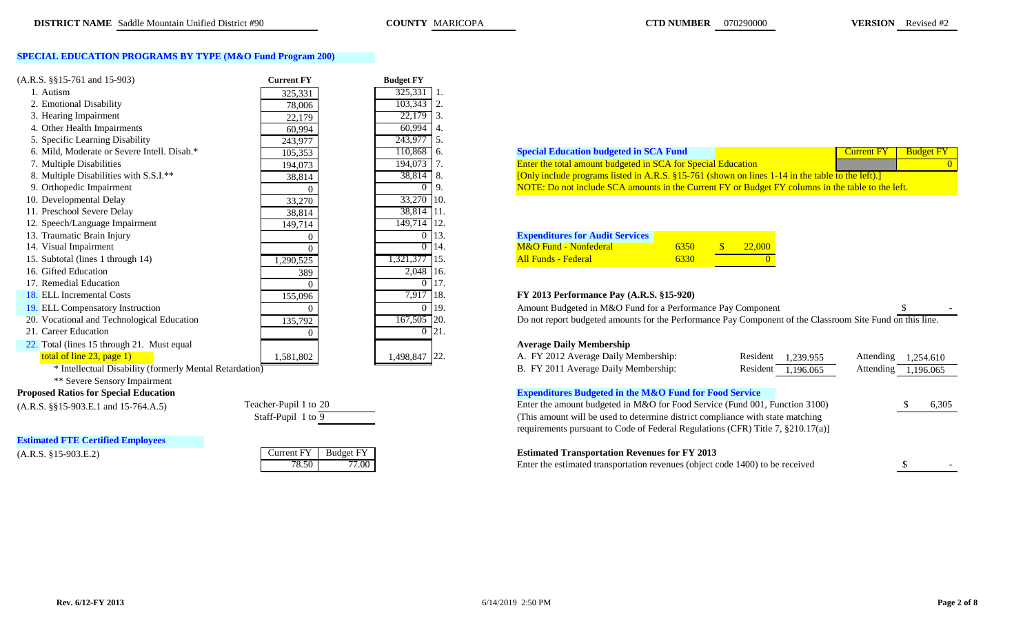**DISTRICT NAME** Saddle Mountain Unified District #90 **COUNTY** MARICOPA **CTD NUMBER** 070290000 **VERSION** Revised #2

## SPECIAL EDUCATION PROGRAMS BY TYPE (M&O Fund Program 200)

| (A.R.S. §§15-761 and 15-903) | Current FY | Budget FY | |
|---|---|---|---|
| 1. Autism | 325,331 | 325,331 | 1. |
| 2. Emotional Disability | 78,006 | 103,343 | 2. |
| 3. Hearing Impairment | 22,179 | 22,179 | 3. |
| 4. Other Health Impairments | 60,994 | 60,994 | 4. |
| 5. Specific Learning Disability | 243,977 | 243,977 | 5. |
| 6. Mild, Moderate or Severe Intell. Disab.* | 105,353 | 110,868 | 6. |
| 7. Multiple Disabilities | 194,073 | 194,073 | 7. |
| 8. Multiple Disabilities with S.S.I.** | 38,814 | 38,814 | 8. |
| 9. Orthopedic Impairment | 0 | 0 | 9. |
| 10. Developmental Delay | 33,270 | 33,270 | 10. |
| 11. Preschool Severe Delay | 38,814 | 38,814 | 11. |
| 12. Speech/Language Impairment | 149,714 | 149,714 | 12. |
| 13. Traumatic Brain Injury | 0 | 0 | 13. |
| 14. Visual Impairment | 0 | 0 | 14. |
| 15. Subtotal (lines 1 through 14) | 1,290,525 | 1,321,377 | 15. |
| 16. Gifted Education | 389 | 2,048 | 16. |
| 17. Remedial Education | 0 | 0 | 17. |
| 18. ELL Incremental Costs | 155,096 | 7,917 | 18. |
| 19. ELL Compensatory Instruction | 0 | 0 | 19. |
| 20. Vocational and Technological Education | 135,792 | 167,505 | 20. |
| 21. Career Education | 0 | 0 | 21. |
| 22. Total (lines 15 through 21. Must equal total of line 23, page 1) | 1,581,802 | 1,498,847 | 22. |

\* Intellectual Disability (formerly Mental Retardation)
** Severe Sensory Impairment

**Proposed Ratios for Special Education**

(A.R.S. §§15-903.E.1 and 15-764.A.5)

Teacher-Pupil 1 to 20
Staff-Pupil 1 to 9

**Estimated FTE Certified Employees**

(A.R.S. §15-903.E.2)

| Current FY | Budget FY |
|---|---|
| 78.50 | 77.00 |

**Special Education budgeted in SCA Fund**

| | Current FY | Budget FY |
|---|---|---|
| Enter the total amount budgeted in SCA for Special Education | | 0 |

[Only include programs listed in A.R.S. §15-761 (shown on lines 1-14 in the table to the left).]
NOTE: Do not include SCA amounts in the Current FY or Budget FY columns in the table to the left.

**Expenditures for Audit Services**

| | | |
|---|---|---|
| M&O Fund - Nonfederal | 6350 | $ 22,000 |
| All Funds - Federal | 6330 | 0 |

**FY 2013 Performance Pay (A.R.S. §15-920)**

Amount Budgeted in M&O Fund for a Performance Pay Component $ -

Do not report budgeted amounts for the Performance Pay Component of the Classroom Site Fund on this line.

**Average Daily Membership**

| | Resident | Attending |
|---|---|---|
| A. FY 2012 Average Daily Membership: | 1,239.955 | 1,254.610 |
| B. FY 2011 Average Daily Membership: | 1,196.065 | 1,196.065 |

**Expenditures Budgeted in the M&O Fund for Food Service**

Enter the amount budgeted in M&O for Food Service (Fund 001, Function 3100) $ 6,305

(This amount will be used to determine district compliance with state matching requirements pursuant to Code of Federal Regulations (CFR) Title 7, §210.17(a)]

**Estimated Transportation Revenues for FY 2013**

Enter the estimated transportation revenues (object code 1400) to be received $ -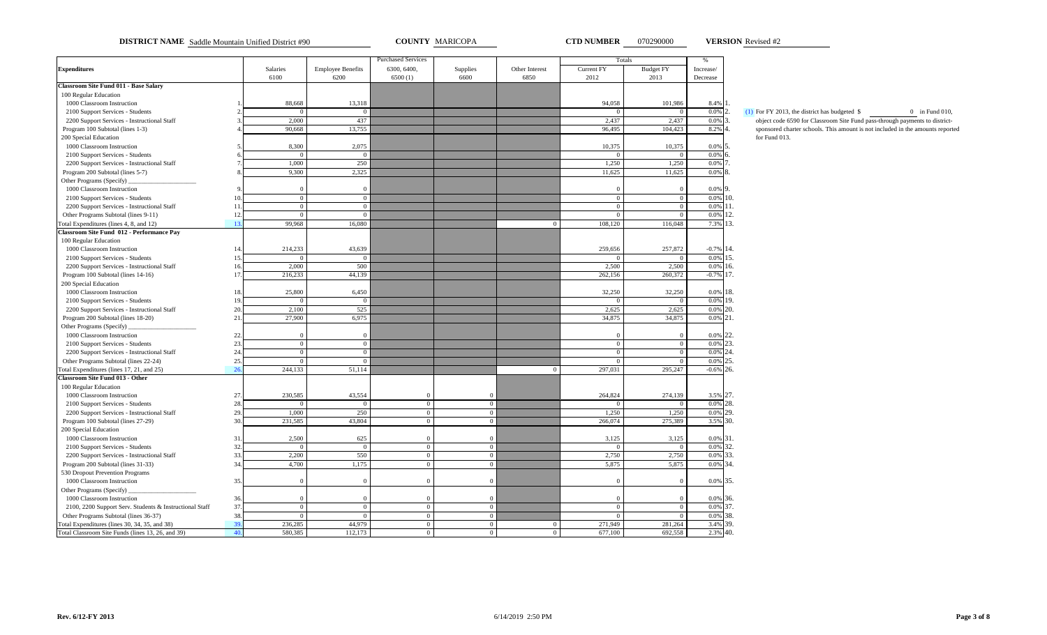**DISTRICT NAME** Saddle Mountain Unified District #90 **COUNTY** MARICOPA **CTD NUMBER** 070290000 **VERSION** Revised #2

| Expenditures | | Salaries 6100 | Employee Benefits 6200 | Purchased Services 6300, 6400, 6500 (1) | Supplies 6600 | Other Interest 6850 | Totals Current FY 2012 | Totals Budget FY 2013 | % Increase/ Decrease | |
|---|---|---|---|---|---|---|---|---|---|---|
| **Classroom Site Fund 011 - Base Salary** | | | | | | | | | | |
| 100 Regular Education | | | | | | | | | | |
| 1000 Classroom Instruction | 1. | 88,668 | 13,318 | | | | 94,058 | 101,986 | 8.4% | 1. |
| 2100 Support Services - Students | 2. | 0 | 0 | | | | 0 | 0 | 0.0% | 2. |
| 2200 Support Services - Instructional Staff | 3. | 2,000 | 437 | | | | 2,437 | 2,437 | 0.0% | 3. |
| Program 100 Subtotal (lines 1-3) | 4. | 90,668 | 13,755 | | | | 96,495 | 104,423 | 8.2% | 4. |
| 200 Special Education | | | | | | | | | | |
| 1000 Classroom Instruction | 5. | 8,300 | 2,075 | | | | 10,375 | 10,375 | 0.0% | 5. |
| 2100 Support Services - Students | 6. | 0 | 0 | | | | 0 | 0 | 0.0% | 6. |
| 2200 Support Services - Instructional Staff | 7. | 1,000 | 250 | | | | 1,250 | 1,250 | 0.0% | 7. |
| Program 200 Subtotal (lines 5-7) | 8. | 9,300 | 2,325 | | | | 11,625 | 11,625 | 0.0% | 8. |
| Other Programs (Specify) ____________ | | | | | | | | | | |
| 1000 Classroom Instruction | 9. | 0 | 0 | | | | 0 | 0 | 0.0% | 9. |
| 2100 Support Services - Students | 10. | 0 | 0 | | | | 0 | 0 | 0.0% | 10. |
| 2200 Support Services - Instructional Staff | 11. | 0 | 0 | | | | 0 | 0 | 0.0% | 11. |
| Other Programs Subtotal (lines 9-11) | 12. | 0 | 0 | | | | 0 | 0 | 0.0% | 12. |
| Total Expenditures (lines 4, 8, and 12) | 13. | 99,968 | 16,080 | | | 0 | 108,120 | 116,048 | 7.3% | 13. |
| **Classroom Site Fund 012 - Performance Pay** | | | | | | | | | | |
| 100 Regular Education | | | | | | | | | | |
| 1000 Classroom Instruction | 14. | 214,233 | 43,639 | | | | 259,656 | 257,872 | -0.7% | 14. |
| 2100 Support Services - Students | 15. | 0 | 0 | | | | 0 | 0 | 0.0% | 15. |
| 2200 Support Services - Instructional Staff | 16. | 2,000 | 500 | | | | 2,500 | 2,500 | 0.0% | 16. |
| Program 100 Subtotal (lines 14-16) | 17. | 216,233 | 44,139 | | | | 262,156 | 260,372 | -0.7% | 17. |
| 200 Special Education | | | | | | | | | | |
| 1000 Classroom Instruction | 18. | 25,800 | 6,450 | | | | 32,250 | 32,250 | 0.0% | 18. |
| 2100 Support Services - Students | 19. | 0 | 0 | | | | 0 | 0 | 0.0% | 19. |
| 2200 Support Services - Instructional Staff | 20. | 2,100 | 525 | | | | 2,625 | 2,625 | 0.0% | 20. |
| Program 200 Subtotal (lines 18-20) | 21. | 27,900 | 6,975 | | | | 34,875 | 34,875 | 0.0% | 21. |
| Other Programs (Specify) ____________ | | | | | | | | | | |
| 1000 Classroom Instruction | 22. | 0 | 0 | | | | 0 | 0 | 0.0% | 22. |
| 2100 Support Services - Students | 23. | 0 | 0 | | | | 0 | 0 | 0.0% | 23. |
| 2200 Support Services - Instructional Staff | 24. | 0 | 0 | | | | 0 | 0 | 0.0% | 24. |
| Other Programs Subtotal (lines 22-24) | 25. | 0 | 0 | | | | 0 | 0 | 0.0% | 25. |
| Total Expenditures (lines 17, 21, and 25) | 26. | 244,133 | 51,114 | | | 0 | 297,031 | 295,247 | -0.6% | 26. |
| **Classroom Site Fund 013 - Other** | | | | | | | | | | |
| 100 Regular Education | | | | | | | | | | |
| 1000 Classroom Instruction | 27. | 230,585 | 43,554 | 0 | 0 | | 264,824 | 274,139 | 3.5% | 27. |
| 2100 Support Services - Students | 28. | 0 | 0 | 0 | 0 | | 0 | 0 | 0.0% | 28. |
| 2200 Support Services - Instructional Staff | 29. | 1,000 | 250 | 0 | 0 | | 1,250 | 1,250 | 0.0% | 29. |
| Program 100 Subtotal (lines 27-29) | 30. | 231,585 | 43,804 | 0 | 0 | | 266,074 | 275,389 | 3.5% | 30. |
| 200 Special Education | | | | | | | | | | |
| 1000 Classroom Instruction | 31. | 2,500 | 625 | 0 | 0 | | 3,125 | 3,125 | 0.0% | 31. |
| 2100 Support Services - Students | 32. | 0 | 0 | 0 | 0 | | 0 | 0 | 0.0% | 32. |
| 2200 Support Services - Instructional Staff | 33. | 2,200 | 550 | 0 | 0 | | 2,750 | 2,750 | 0.0% | 33. |
| Program 200 Subtotal (lines 31-33) | 34. | 4,700 | 1,175 | 0 | 0 | | 5,875 | 5,875 | 0.0% | 34. |
| 530 Dropout Prevention Programs | | | | | | | | | | |
| 1000 Classroom Instruction | 35. | 0 | 0 | 0 | 0 | | 0 | 0 | 0.0% | 35. |
| Other Programs (Specify) ____________ | | | | | | | | | | |
| 1000 Classroom Instruction | 36. | 0 | 0 | 0 | 0 | | 0 | 0 | 0.0% | 36. |
| 2100, 2200 Support Serv. Students & Instructional Staff | 37. | 0 | 0 | 0 | 0 | | 0 | 0 | 0.0% | 37. |
| Other Programs Subtotal (lines 36-37) | 38. | 0 | 0 | 0 | 0 | | 0 | 0 | 0.0% | 38. |
| Total Expenditures (lines 30, 34, 35, and 38) | 39. | 236,285 | 44,979 | 0 | 0 | 0 | 271,949 | 281,264 | 3.4% | 39. |
| Total Classroom Site Funds (lines 13, 26, and 39) | 40. | 580,385 | 112,173 | 0 | 0 | 0 | 677,100 | 692,558 | 2.3% | 40. |

(1) For FY 2013, the district has budgeted $ 0 in Fund 010, object code 6590 for Classroom Site Fund pass-through payments to district-sponsored charter schools. This amount is not included in the amounts reported for Fund 013.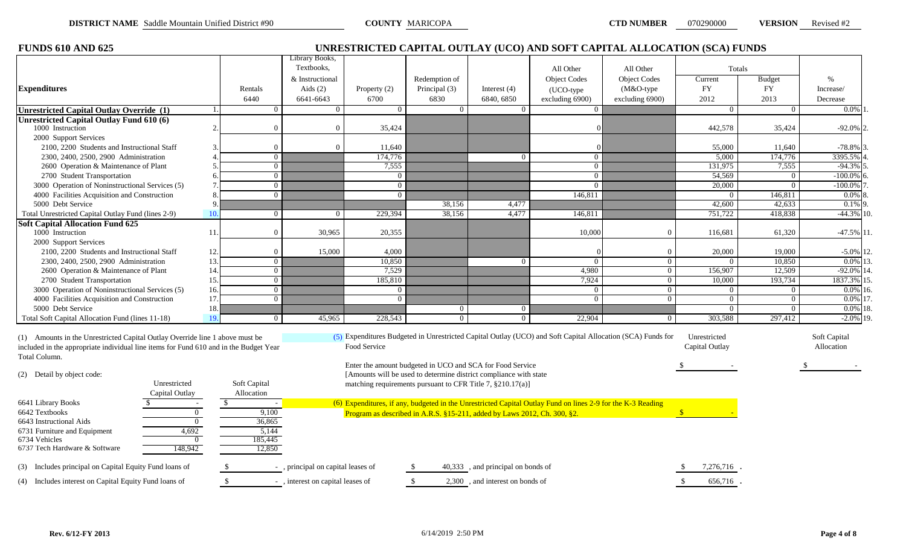**DISTRICT NAME** Saddle Mountain Unified District #90 **COUNTY** MARICOPA **CTD NUMBER** 070290000 **VERSION** Revised #2

## FUNDS 610 AND 625

## UNRESTRICTED CAPITAL OUTLAY (UCO) AND SOFT CAPITAL ALLOCATION (SCA) FUNDS

| Expenditures | | Rentals 6440 | Library Books, Textbooks, & Instructional Aids (2) 6641-6643 | Property (2) 6700 | Redemption of Principal (3) 6830 | Interest (4) 6840, 6850 | All Other Object Codes (UCO-type excluding 6900) | All Other Object Codes (M&O-type excluding 6900) | Totals Current FY 2012 | Totals Budget FY 2013 | % Increase/ Decrease | |
|---|---|---|---|---|---|---|---|---|---|---|---|---|
| **Unrestricted Capital Outlay Override (1)** | 1. | 0 | 0 | 0 | 0 | 0 | 0 | | 0 | 0 | 0.0% | 1. |
| **Unrestricted Capital Outlay Fund 610 (6)** | | | | | | | | | | | | |
| 1000 Instruction | 2. | 0 | 0 | 35,424 | | | 0 | | 442,578 | 35,424 | -92.0% | 2. |
| 2000 Support Services | | | | | | | | | | | | |
| 2100, 2200 Students and Instructional Staff | 3. | 0 | 0 | 11,640 | | | 0 | | 55,000 | 11,640 | -78.8% | 3. |
| 2300, 2400, 2500, 2900 Administration | 4. | 0 | | 174,776 | | 0 | 0 | | 5,000 | 174,776 | 3395.5% | 4. |
| 2600 Operation & Maintenance of Plant | 5. | 0 | | 7,555 | | | 0 | | 131,975 | 7,555 | -94.3% | 5. |
| 2700 Student Transportation | 6. | 0 | | 0 | | | 0 | | 54,569 | 0 | -100.0% | 6. |
| 3000 Operation of Noninstructional Services (5) | 7. | 0 | | 0 | | | 0 | | 20,000 | 0 | -100.0% | 7. |
| 4000 Facilities Acquisition and Construction | 8. | 0 | | 0 | | | 146,811 | | 0 | 146,811 | 0.0% | 8. |
| 5000 Debt Service | 9. | | | | 38,156 | 4,477 | | | 42,600 | 42,633 | 0.1% | 9. |
| Total Unrestricted Capital Outlay Fund (lines 2-9) | 10. | 0 | 0 | 229,394 | 38,156 | 4,477 | 146,811 | | 751,722 | 418,838 | -44.3% | 10. |
| **Soft Capital Allocation Fund 625** | | | | | | | | | | | | |
| 1000 Instruction | 11. | 0 | 30,965 | 20,355 | | | 10,000 | 0 | 116,681 | 61,320 | -47.5% | 11. |
| 2000 Support Services | | | | | | | | | | | | |
| 2100, 2200 Students and Instructional Staff | 12. | 0 | 15,000 | 4,000 | | | 0 | 0 | 20,000 | 19,000 | -5.0% | 12. |
| 2300, 2400, 2500, 2900 Administration | 13. | 0 | | 10,850 | | 0 | 0 | 0 | 0 | 10,850 | 0.0% | 13. |
| 2600 Operation & Maintenance of Plant | 14. | 0 | | 7,529 | | | 4,980 | 0 | 156,907 | 12,509 | -92.0% | 14. |
| 2700 Student Transportation | 15. | 0 | | 185,810 | | | 7,924 | 0 | 10,000 | 193,734 | 1837.3% | 15. |
| 3000 Operation of Noninstructional Services (5) | 16. | 0 | | 0 | | | 0 | 0 | 0 | 0 | 0.0% | 16. |
| 4000 Facilities Acquisition and Construction | 17. | 0 | | 0 | | | 0 | 0 | 0 | 0 | 0.0% | 17. |
| 5000 Debt Service | 18. | | | | 0 | 0 | | | 0 | 0 | 0.0% | 18. |
| Total Soft Capital Allocation Fund (lines 11-18) | 19. | 0 | 45,965 | 228,543 | 0 | 0 | 22,904 | 0 | 303,588 | 297,412 | -2.0% | 19. |

(1) Amounts in the Unrestricted Capital Outlay Override line 1 above must be included in the appropriate individual line items for Fund 610 and in the Budget Year Total Column.

(2) Detail by object code:

| | Unrestricted Capital Outlay | Soft Capital Allocation |
|---|---|---|
| 6641 Library Books | $ - | $ - |
| 6642 Textbooks | 0 | 9,100 |
| 6643 Instructional Aids | 0 | 36,865 |
| 6731 Furniture and Equipment | 4,692 | 5,144 |
| 6734 Vehicles | 0 | 185,445 |
| 6737 Tech Hardware & Software | 148,942 | 12,850 |

(3) Includes principal on Capital Equity Fund loans of $ - , principal on capital leases of $ 40,333 , and principal on bonds of $ 7,276,716 .

(4) Includes interest on Capital Equity Fund loans of $ - , interest on capital leases of $ 2,300 , and interest on bonds of $ 656,716 .

(5) Expenditures Budgeted in Unrestricted Capital Outlay (UCO) and Soft Capital Allocation (SCA) Funds for Food Service

Enter the amount budgeted in UCO and SCA for Food Service [Amounts will be used to determine district compliance with state matching requirements pursuant to CFR Title 7, §210.17(a)] — Unrestricted Capital Outlay: $ - ; Soft Capital Allocation: $ -

(6) Expenditures, if any, budgeted in the Unrestricted Capital Outlay Fund on lines 2-9 for the K-3 Reading Program as described in A.R.S. §15-211, added by Laws 2012, Ch. 300, §2. $ -

Rev. 6/12-FY 2013 6/14/2019 2:50 PM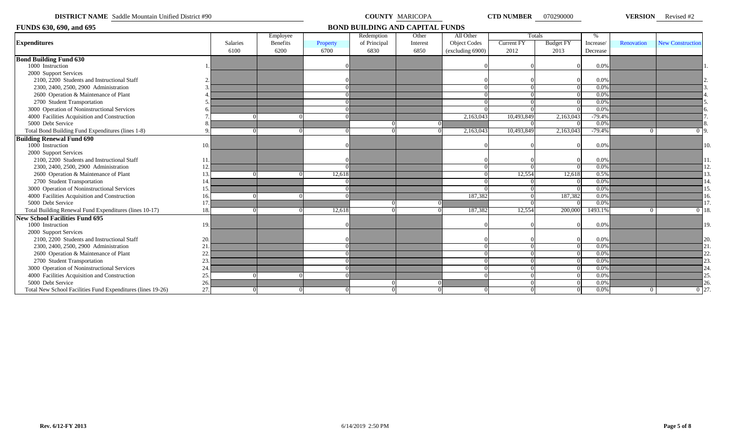**DISTRICT NAME** Saddle Mountain Unified District #90 **COUNTY** MARICOPA **CTD NUMBER** 070290000 **VERSION** Revised #2

## FUNDS 630, 690, and 695 — BOND BUILDING AND CAPITAL FUNDS

| Expenditures | | Salaries 6100 | Employee Benefits 6200 | Property 6700 | Redemption of Principal 6830 | Other Interest 6850 | All Other Object Codes (excluding 6900) | Totals Current FY 2012 | Totals Budget FY 2013 | % Increase/ Decrease | Renovation | New Construction | |
|---|---|---|---|---|---|---|---|---|---|---|---|---|---|
| **Bond Building Fund 630** | | | | | | | | | | | | | |
| 1000 Instruction | 1. | | | 0 | | | 0 | 0 | 0 | 0.0% | | | 1. |
| 2000 Support Services | | | | | | | | | | | | | |
| 2100, 2200 Students and Instructional Staff | 2. | | | 0 | | | 0 | 0 | 0 | 0.0% | | | 2. |
| 2300, 2400, 2500, 2900 Administration | 3. | | | 0 | | | 0 | 0 | 0 | 0.0% | | | 3. |
| 2600 Operation & Maintenance of Plant | 4. | | | 0 | | | 0 | 0 | 0 | 0.0% | | | 4. |
| 2700 Student Transportation | 5. | | | 0 | | | 0 | 0 | 0 | 0.0% | | | 5. |
| 3000 Operation of Noninstructional Services | 6. | | | 0 | | | 0 | 0 | 0 | 0.0% | | | 6. |
| 4000 Facilities Acquisition and Construction | 7. | 0 | 0 | 0 | | | 2,163,043 | 10,493,849 | 2,163,043 | -79.4% | | | 7. |
| 5000 Debt Service | 8. | | | | 0 | 0 | | 0 | 0 | 0.0% | | | 8. |
| Total Bond Building Fund Expenditures (lines 1-8) | 9. | 0 | 0 | 0 | 0 | 0 | 2,163,043 | 10,493,849 | 2,163,043 | -79.4% | 0 | 0 | 9. |
| **Building Renewal Fund 690** | | | | | | | | | | | | | |
| 1000 Instruction | 10. | | | 0 | | | 0 | 0 | 0 | 0.0% | | | 10. |
| 2000 Support Services | | | | | | | | | | | | | |
| 2100, 2200 Students and Instructional Staff | 11. | | | 0 | | | 0 | 0 | 0 | 0.0% | | | 11. |
| 2300, 2400, 2500, 2900 Administration | 12. | | | 0 | | | 0 | 0 | 0 | 0.0% | | | 12. |
| 2600 Operation & Maintenance of Plant | 13. | 0 | 0 | 12,618 | | | 0 | 12,554 | 12,618 | 0.5% | | | 13. |
| 2700 Student Transportation | 14. | | | 0 | | | 0 | 0 | 0 | 0.0% | | | 14. |
| 3000 Operation of Noninstructional Services | 15. | | | 0 | | | 0 | 0 | 0 | 0.0% | | | 15. |
| 4000 Facilities Acquisition and Construction | 16. | 0 | 0 | 0 | | | 187,382 | 0 | 187,382 | 0.0% | | | 16. |
| 5000 Debt Service | 17. | | | | 0 | 0 | | 0 | 0 | 0.0% | | | 17. |
| Total Building Renewal Fund Expenditures (lines 10-17) | 18. | 0 | 0 | 12,618 | 0 | 0 | 187,382 | 12,554 | 200,000 | 1493.1% | 0 | 0 | 18. |
| **New School Facilities Fund 695** | | | | | | | | | | | | | |
| 1000 Instruction | 19. | | | 0 | | | 0 | 0 | 0 | 0.0% | | | 19. |
| 2000 Support Services | | | | | | | | | | | | | |
| 2100, 2200 Students and Instructional Staff | 20. | | | 0 | | | 0 | 0 | 0 | 0.0% | | | 20. |
| 2300, 2400, 2500, 2900 Administration | 21. | | | 0 | | | 0 | 0 | 0 | 0.0% | | | 21. |
| 2600 Operation & Maintenance of Plant | 22. | | | 0 | | | 0 | 0 | 0 | 0.0% | | | 22. |
| 2700 Student Transportation | 23. | | | 0 | | | 0 | 0 | 0 | 0.0% | | | 23. |
| 3000 Operation of Noninstructional Services | 24. | | | 0 | | | 0 | 0 | 0 | 0.0% | | | 24. |
| 4000 Facilities Acquisition and Construction | 25. | 0 | 0 | 0 | | | 0 | 0 | 0 | 0.0% | | | 25. |
| 5000 Debt Service | 26. | | | | 0 | 0 | | 0 | 0 | 0.0% | | | 26. |
| Total New School Facilities Fund Expenditures (lines 19-26) | 27. | 0 | 0 | 0 | 0 | 0 | 0 | 0 | 0 | 0.0% | 0 | 0 | 27. |

Rev. 6/12-FY 2013 — 6/14/2019 2:50 PM — Page 5 of 8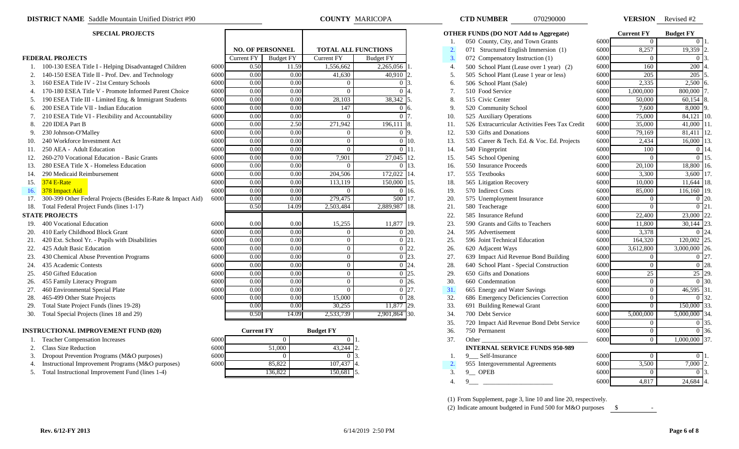**DISTRICT NAME** Saddle Mountain Unified District #90 **COUNTY** MARICOPA **CTD NUMBER** 070290000 **VERSION** Revised #2

## SPECIAL PROJECTS

| | | | NO. OF PERSONNEL | | TOTAL ALL FUNCTIONS | | |
|---|---|---|---|---|---|---|---|
| | | | Current FY | Budget FY | Current FY | Budget FY | |
| | **FEDERAL PROJECTS** | | | | | | |
| 1. | 100-130 ESEA Title I - Helping Disadvantaged Children | 6000 | 0.50 | 11.59 | 1,556,662 | 2,265,056 | 1. |
| 2. | 140-150 ESEA Title II - Prof. Dev. and Technology | 6000 | 0.00 | 0.00 | 41,630 | 40,910 | 2. |
| 3. | 160 ESEA Title IV - 21st Century Schools | 6000 | 0.00 | 0.00 | 0 | 0 | 3. |
| 4. | 170-180 ESEA Title V - Promote Informed Parent Choice | 6000 | 0.00 | 0.00 | 0 | 0 | 4. |
| 5. | 190 ESEA Title III - Limited Eng. & Immigrant Students | 6000 | 0.00 | 0.00 | 28,103 | 38,342 | 5. |
| 6. | 200 ESEA Title VII - Indian Education | 6000 | 0.00 | 0.00 | 147 | 0 | 6. |
| 7. | 210 ESEA Title VI - Flexibility and Accountability | 6000 | 0.00 | 0.00 | 0 | 0 | 7. |
| 8. | 220 IDEA Part B | 6000 | 0.00 | 2.50 | 271,942 | 196,111 | 8. |
| 9. | 230 Johnson-O'Malley | 6000 | 0.00 | 0.00 | 0 | 0 | 9. |
| 10. | 240 Workforce Investment Act | 6000 | 0.00 | 0.00 | 0 | 0 | 10. |
| 11. | 250 AEA - Adult Education | 6000 | 0.00 | 0.00 | 0 | 0 | 11. |
| 12. | 260-270 Vocational Education - Basic Grants | 6000 | 0.00 | 0.00 | 7,901 | 27,045 | 12. |
| 13. | 280 ESEA Title X - Homeless Education | 6000 | 0.00 | 0.00 | 0 | 0 | 13. |
| 14. | 290 Medicaid Reimbursement | 6000 | 0.00 | 0.00 | 204,506 | 172,022 | 14. |
| 15. | 374 E-Rate | 6000 | 0.00 | 0.00 | 113,119 | 150,000 | 15. |
| 16. | 378 Impact Aid | 6000 | 0.00 | 0.00 | 0 | 0 | 16. |
| 17. | 300-399 Other Federal Projects (Besides E-Rate & Impact Aid) | 6000 | 0.00 | 0.00 | 279,475 | 500 | 17. |
| 18. | Total Federal Project Funds (lines 1-17) | | 0.50 | 14.09 | 2,503,484 | 2,889,987 | 18. |
| | **STATE PROJECTS** | | | | | | |
| 19. | 400 Vocational Education | 6000 | 0.00 | 0.00 | 15,255 | 11,877 | 19. |
| 20. | 410 Early Childhood Block Grant | 6000 | 0.00 | 0.00 | 0 | 0 | 20. |
| 21. | 420 Ext. School Yr. - Pupils with Disabilities | 6000 | 0.00 | 0.00 | 0 | 0 | 21. |
| 22. | 425 Adult Basic Education | 6000 | 0.00 | 0.00 | 0 | 0 | 22. |
| 23. | 430 Chemical Abuse Prevention Programs | 6000 | 0.00 | 0.00 | 0 | 0 | 23. |
| 24. | 435 Academic Contests | 6000 | 0.00 | 0.00 | 0 | 0 | 24. |
| 25. | 450 Gifted Education | 6000 | 0.00 | 0.00 | 0 | 0 | 25. |
| 26. | 455 Family Literacy Program | 6000 | 0.00 | 0.00 | 0 | 0 | 26. |
| 27. | 460 Environmental Special Plate | 6000 | 0.00 | 0.00 | 0 | 0 | 27. |
| 28. | 465-499 Other State Projects | 6000 | 0.00 | 0.00 | 15,000 | 0 | 28. |
| 29. | Total State Project Funds (lines 19-28) | | 0.00 | 0.00 | 30,255 | 11,877 | 29. |
| 30. | Total Special Projects (lines 18 and 29) | | 0.50 | 14.09 | 2,533,739 | 2,901,864 | 30. |

## INSTRUCTIONAL IMPROVEMENT FUND (020)

| | | | Current FY | Budget FY | |
|---|---|---|---|---|---|
| 1. | Teacher Compensation Increases | 6000 | 0 | 0 | 1. |
| 2. | Class Size Reduction | 6000 | 51,000 | 43,244 | 2. |
| 3. | Dropout Prevention Programs (M&O purposes) | 6000 | 0 | 0 | 3. |
| 4. | Instructional Improvement Programs (M&O purposes) | 6000 | 85,822 | 107,437 | 4. |
| 5. | Total Instructional Improvement Fund (lines 1-4) | | 136,822 | 150,681 | 5. |

## OTHER FUNDS (DO NOT Aggregate)

| | | | Current FY | Budget FY | |
|---|---|---|---|---|---|
| 1. | 050 County, City, and Town Grants | 6000 | 0 | 0 | 1. |
| 2. | 071 Structured English Immersion (1) | 6000 | 8,257 | 19,359 | 2. |
| 3. | 072 Compensatory Instruction (1) | 6000 | 0 | 0 | 3. |
| 4. | 500 School Plant (Lease over 1 year) (2) | 6000 | 160 | 200 | 4. |
| 5. | 505 School Plant (Lease 1 year or less) | 6000 | 205 | 205 | 5. |
| 6. | 506 School Plant (Sale) | 6000 | 2,335 | 2,500 | 6. |
| 7. | 510 Food Service | 6000 | 1,000,000 | 800,000 | 7. |
| 8. | 515 Civic Center | 6000 | 50,000 | 60,154 | 8. |
| 9. | 520 Community School | 6000 | 7,600 | 8,000 | 9. |
| 10. | 525 Auxiliary Operations | 6000 | 75,000 | 84,121 | 10. |
| 11. | 526 Extracurricular Activities Fees Tax Credit | 6000 | 35,000 | 41,000 | 11. |
| 12. | 530 Gifts and Donations | 6000 | 79,169 | 81,411 | 12. |
| 13. | 535 Career & Tech. Ed. & Voc. Ed. Projects | 6000 | 2,434 | 16,000 | 13. |
| 14. | 540 Fingerprint | 6000 | 100 | 0 | 14. |
| 15. | 545 School Opening | 6000 | 0 | 0 | 15. |
| 16. | 550 Insurance Proceeds | 6000 | 20,100 | 18,800 | 16. |
| 17. | 555 Textbooks | 6000 | 3,300 | 3,600 | 17. |
| 18. | 565 Litigation Recovery | 6000 | 10,000 | 11,644 | 18. |
| 19. | 570 Indirect Costs | 6000 | 85,000 | 116,160 | 19. |
| 20. | 575 Unemployment Insurance | 6000 | 0 | 0 | 20. |
| 21. | 580 Teacherage | 6000 | 0 | 0 | 21. |
| 22. | 585 Insurance Refund | 6000 | 22,400 | 23,000 | 22. |
| 23. | 590 Grants and Gifts to Teachers | 6000 | 11,800 | 30,144 | 23. |
| 24. | 595 Advertisement | 6000 | 3,378 | 0 | 24. |
| 25. | 596 Joint Technical Education | 6000 | 164,320 | 120,002 | 25. |
| 26. | 620 Adjacent Ways | 6000 | 3,612,800 | 3,000,000 | 26. |
| 27. | 639 Impact Aid Revenue Bond Building | 6000 | 0 | 0 | 27. |
| 28. | 640 School Plant - Special Construction | 6000 | 0 | 0 | 28. |
| 29. | 650 Gifts and Donations | 6000 | 25 | 25 | 29. |
| 30. | 660 Condemnation | 6000 | 0 | 0 | 30. |
| 31. | 665 Energy and Water Savings | 6000 | 0 | 46,595 | 31. |
| 32. | 686 Emergency Deficiencies Correction | 6000 | 0 | 0 | 32. |
| 33. | 691 Building Renewal Grant | 6000 | 0 | 150,000 | 33. |
| 34. | 700 Debt Service | 6000 | 5,000,000 | 5,000,000 | 34. |
| 35. | 720 Impact Aid Revenue Bond Debt Service | 6000 | 0 | 0 | 35. |
| 36. | 750 Permanent | 6000 | 0 | 0 | 36. |
| 37. | Other | 6000 | 0 | 1,000,000 | 37. |
| | **INTERNAL SERVICE FUNDS 950-989** | | | | |
| 1. | 9___ Self-Insurance | 6000 | 0 | 0 | 1. |
| 2. | 955 Intergovernmental Agreements | 6000 | 3,500 | 7,000 | 2. |
| 3. | 9__ OPEB | 6000 | 0 | 0 | 3. |
| 4. | 9___ | 6000 | 4,817 | 24,684 | 4. |

(1) From Supplement, page 3, line 10 and line 20, respectively.

(2) Indicate amount budgeted in Fund 500 for M&O purposes $ -

Rev. 6/12-FY 2013 6/14/2019 2:50 PM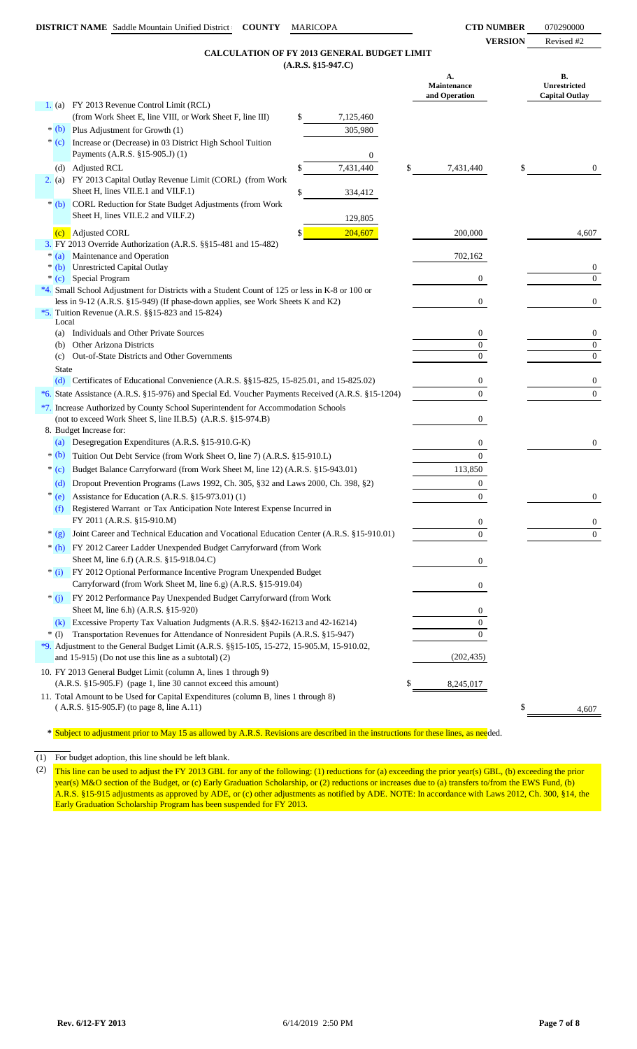**DISTRICT NAME** Saddle Mountain Unified District **COUNTY** MARICOPA **CTD NUMBER** 070290000

**VERSION** Revised #2

## CALCULATION OF FY 2013 GENERAL BUDGET LIMIT
### (A.R.S. §15-947.C)

| | | | A. Maintenance and Operation | B. Unrestricted Capital Outlay |
|---|---|---|---|---|
| 1. (a) | FY 2013 Revenue Control Limit (RCL) (from Work Sheet E, line VIII, or Work Sheet F, line III) | $ 7,125,460 | | |
| * (b) | Plus Adjustment for Growth (1) | 305,980 | | |
| * (c) | Increase or (Decrease) in 03 District High School Tuition Payments (A.R.S. §15-905.J) (1) | 0 | | |
| (d) | Adjusted RCL | $ 7,431,440 | $ 7,431,440 | $ 0 |
| 2. (a) | FY 2013 Capital Outlay Revenue Limit (CORL) (from Work Sheet H, lines VII.E.1 and VII.F.1) | $ 334,412 | | |
| * (b) | CORL Reduction for State Budget Adjustments (from Work Sheet H, lines VII.E.2 and VII.F.2) | 129,805 | | |
| (c) | Adjusted CORL | $ 204,607 | 200,000 | 4,607 |
| 3. | FY 2013 Override Authorization (A.R.S. §§15-481 and 15-482) | | | |
| * (a) | Maintenance and Operation | | 702,162 | |
| * (b) | Unrestricted Capital Outlay | | | 0 |
| * (c) | Special Program | | 0 | 0 |
| *4. | Small School Adjustment for Districts with a Student Count of 125 or less in K-8 or 100 or less in 9-12 (A.R.S. §15-949) (If phase-down applies, see Work Sheets K and K2) | | 0 | 0 |
| *5. | Tuition Revenue (A.R.S. §§15-823 and 15-824) | | | |
| | Local | | | |
| (a) | Individuals and Other Private Sources | | 0 | 0 |
| (b) | Other Arizona Districts | | 0 | 0 |
| (c) | Out-of-State Districts and Other Governments | | 0 | 0 |
| | State | | | |
| (d) | Certificates of Educational Convenience (A.R.S. §§15-825, 15-825.01, and 15-825.02) | | 0 | 0 |
| *6. | State Assistance (A.R.S. §15-976) and Special Ed. Voucher Payments Received (A.R.S. §15-1204) | | 0 | 0 |
| *7. | Increase Authorized by County School Superintendent for Accommodation Schools (not to exceed Work Sheet S, line II.B.5) (A.R.S. §15-974.B) | | 0 | |
| 8. | Budget Increase for: | | | |
| (a) | Desegregation Expenditures (A.R.S. §15-910.G-K) | | 0 | 0 |
| * (b) | Tuition Out Debt Service (from Work Sheet O, line 7) (A.R.S. §15-910.L) | | 0 | |
| * (c) | Budget Balance Carryforward (from Work Sheet M, line 12) (A.R.S. §15-943.01) | | 113,850 | |
| (d) | Dropout Prevention Programs (Laws 1992, Ch. 305, §32 and Laws 2000, Ch. 398, §2) | | 0 | |
| * (e) | Assistance for Education (A.R.S. §15-973.01) (1) | | 0 | 0 |
| (f) | Registered Warrant or Tax Anticipation Note Interest Expense Incurred in FY 2011 (A.R.S. §15-910.M) | | 0 | 0 |
| * (g) | Joint Career and Technical Education and Vocational Education Center (A.R.S. §15-910.01) | | 0 | 0 |
| * (h) | FY 2012 Career Ladder Unexpended Budget Carryforward (from Work Sheet M, line 6.f) (A.R.S. §15-918.04.C) | | 0 | |
| * (i) | FY 2012 Optional Performance Incentive Program Unexpended Budget Carryforward (from Work Sheet M, line 6.g) (A.R.S. §15-919.04) | | 0 | |
| * (j) | FY 2012 Performance Pay Unexpended Budget Carryforward (from Work Sheet M, line 6.h) (A.R.S. §15-920) | | 0 | |
| (k) | Excessive Property Tax Valuation Judgments (A.R.S. §§42-16213 and 42-16214) | | 0 | |
| * (l) | Transportation Revenues for Attendance of Nonresident Pupils (A.R.S. §15-947) | | 0 | |
| *9. | Adjustment to the General Budget Limit (A.R.S. §§15-105, 15-272, 15-905.M, 15-910.02, and 15-915) (Do not use this line as a subtotal) (2) | | (202,435) | |
| 10. | FY 2013 General Budget Limit (column A, lines 1 through 9) (A.R.S. §15-905.F) (page 1, line 30 cannot exceed this amount) | | $ 8,245,017 | |
| 11. | Total Amount to be Used for Capital Expenditures (column B, lines 1 through 8) ( A.R.S. §15-905.F) (to page 8, line A.11) | | | $ 4,607 |

* Subject to adjustment prior to May 15 as allowed by A.R.S. Revisions are described in the instructions for these lines, as needed.

(1) For budget adoption, this line should be left blank.

(2) This line can be used to adjust the FY 2013 GBL for any of the following: (1) reductions for (a) exceeding the prior year(s) GBL, (b) exceeding the prior year(s) M&O section of the Budget, or (c) Early Graduation Scholarship, or (2) reductions or increases due to (a) transfers to/from the EWS Fund, (b) A.R.S. §15-915 adjustments as approved by ADE, or (c) other adjustments as notified by ADE. NOTE: In accordance with Laws 2012, Ch. 300, §14, the Early Graduation Scholarship Program has been suspended for FY 2013.

Rev. 6/12-FY 2013 6/14/2019 2:50 PM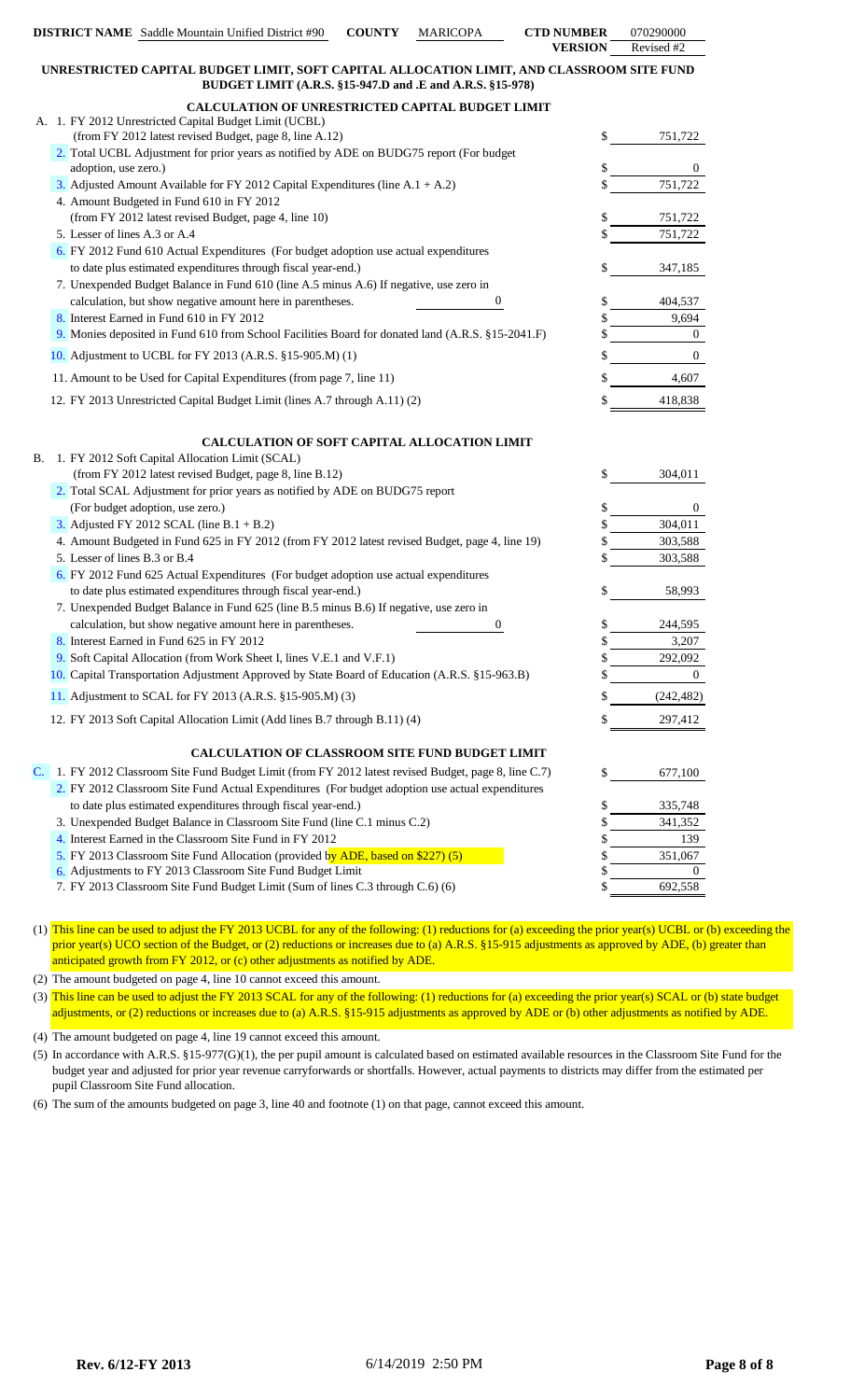**DISTRICT NAME** Saddle Mountain Unified District #90 **COUNTY** MARICOPA **CTD NUMBER** 070290000
**VERSION** Revised #2

## UNRESTRICTED CAPITAL BUDGET LIMIT, SOFT CAPITAL ALLOCATION LIMIT, AND CLASSROOM SITE FUND BUDGET LIMIT (A.R.S. §15-947.D and .E and A.R.S. §15-978)

### CALCULATION OF UNRESTRICTED CAPITAL BUDGET LIMIT

| | | |
|---|---|---|
| A. 1. FY 2012 Unrestricted Capital Budget Limit (UCBL) (from FY 2012 latest revised Budget, page 8, line A.12) | $ | 751,722 |
| 2. Total UCBL Adjustment for prior years as notified by ADE on BUDG75 report (For budget adoption, use zero.) | $ | 0 |
| 3. Adjusted Amount Available for FY 2012 Capital Expenditures (line A.1 + A.2) | $ | 751,722 |
| 4. Amount Budgeted in Fund 610 in FY 2012 (from FY 2012 latest revised Budget, page 4, line 10) | $ | 751,722 |
| 5. Lesser of lines A.3 or A.4 | $ | 751,722 |
| 6. FY 2012 Fund 610 Actual Expenditures (For budget adoption use actual expenditures to date plus estimated expenditures through fiscal year-end.) | $ | 347,185 |
| 7. Unexpended Budget Balance in Fund 610 (line A.5 minus A.6) If negative, use zero in calculation, but show negative amount here in parentheses. 0 | $ | 404,537 |
| 8. Interest Earned in Fund 610 in FY 2012 | $ | 9,694 |
| 9. Monies deposited in Fund 610 from School Facilities Board for donated land (A.R.S. §15-2041.F) | $ | 0 |
| 10. Adjustment to UCBL for FY 2013 (A.R.S. §15-905.M) (1) | $ | 0 |
| 11. Amount to be Used for Capital Expenditures (from page 7, line 11) | $ | 4,607 |
| 12. FY 2013 Unrestricted Capital Budget Limit (lines A.7 through A.11) (2) | $ | 418,838 |

### CALCULATION OF SOFT CAPITAL ALLOCATION LIMIT

| | | |
|---|---|---|
| B. 1. FY 2012 Soft Capital Allocation Limit (SCAL) (from FY 2012 latest revised Budget, page 8, line B.12) | $ | 304,011 |
| 2. Total SCAL Adjustment for prior years as notified by ADE on BUDG75 report (For budget adoption, use zero.) | $ | 0 |
| 3. Adjusted FY 2012 SCAL (line B.1 + B.2) | $ | 304,011 |
| 4. Amount Budgeted in Fund 625 in FY 2012 (from FY 2012 latest revised Budget, page 4, line 19) | $ | 303,588 |
| 5. Lesser of lines B.3 or B.4 | $ | 303,588 |
| 6. FY 2012 Fund 625 Actual Expenditures (For budget adoption use actual expenditures to date plus estimated expenditures through fiscal year-end.) | $ | 58,993 |
| 7. Unexpended Budget Balance in Fund 625 (line B.5 minus B.6) If negative, use zero in calculation, but show negative amount here in parentheses. 0 | $ | 244,595 |
| 8. Interest Earned in Fund 625 in FY 2012 | $ | 3,207 |
| 9. Soft Capital Allocation (from Work Sheet I, lines V.E.1 and V.F.1) | $ | 292,092 |
| 10. Capital Transportation Adjustment Approved by State Board of Education (A.R.S. §15-963.B) | $ | 0 |
| 11. Adjustment to SCAL for FY 2013 (A.R.S. §15-905.M) (3) | $ | (242,482) |
| 12. FY 2013 Soft Capital Allocation Limit (Add lines B.7 through B.11) (4) | $ | 297,412 |

### CALCULATION OF CLASSROOM SITE FUND BUDGET LIMIT

| | | |
|---|---|---|
| C. 1. FY 2012 Classroom Site Fund Budget Limit (from FY 2012 latest revised Budget, page 8, line C.7) | $ | 677,100 |
| 2. FY 2012 Classroom Site Fund Actual Expenditures (For budget adoption use actual expenditures to date plus estimated expenditures through fiscal year-end.) | $ | 335,748 |
| 3. Unexpended Budget Balance in Classroom Site Fund (line C.1 minus C.2) | $ | 341,352 |
| 4. Interest Earned in the Classroom Site Fund in FY 2012 | $ | 139 |
| 5. FY 2013 Classroom Site Fund Allocation (provided by ADE, based on $227) (5) | $ | 351,067 |
| 6. Adjustments to FY 2013 Classroom Site Fund Budget Limit | $ | 0 |
| 7. FY 2013 Classroom Site Fund Budget Limit (Sum of lines C.3 through C.6) (6) | $ | 692,558 |

(1) This line can be used to adjust the FY 2013 UCBL for any of the following: (1) reductions for (a) exceeding the prior year(s) UCBL or (b) exceeding the prior year(s) UCO section of the Budget, or (2) reductions or increases due to (a) A.R.S. §15-915 adjustments as approved by ADE, (b) greater than anticipated growth from FY 2012, or (c) other adjustments as notified by ADE.

(2) The amount budgeted on page 4, line 10 cannot exceed this amount.

(3) This line can be used to adjust the FY 2013 SCAL for any of the following: (1) reductions for (a) exceeding the prior year(s) SCAL or (b) state budget adjustments, or (2) reductions or increases due to (a) A.R.S. §15-915 adjustments as approved by ADE or (b) other adjustments as notified by ADE.

(4) The amount budgeted on page 4, line 19 cannot exceed this amount.

(5) In accordance with A.R.S. §15-977(G)(1), the per pupil amount is calculated based on estimated available resources in the Classroom Site Fund for the budget year and adjusted for prior year revenue carryforwards or shortfalls. However, actual payments to districts may differ from the estimated per pupil Classroom Site Fund allocation.

(6) The sum of the amounts budgeted on page 3, line 40 and footnote (1) on that page, cannot exceed this amount.

Rev. 6/12-FY 2013 6/14/2019 2:50 PM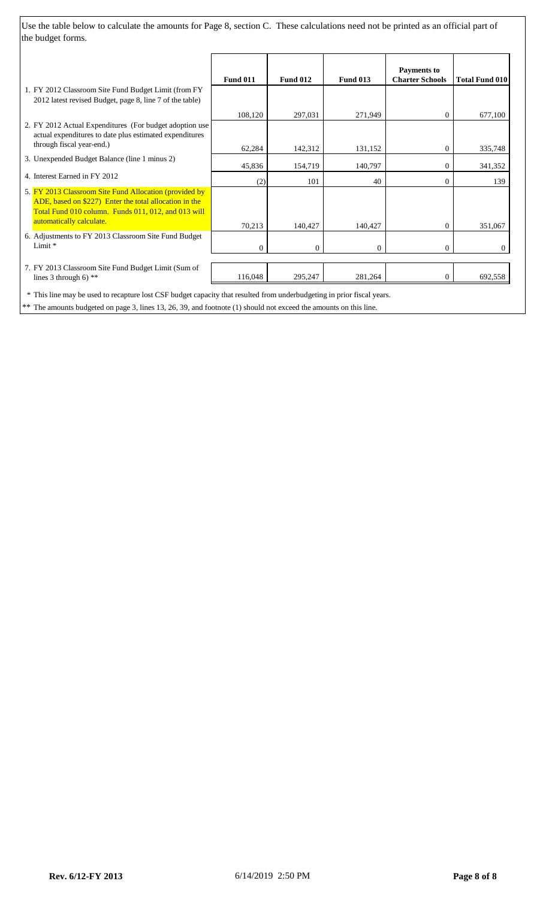Use the table below to calculate the amounts for Page 8, section C. These calculations need not be printed as an official part of the budget forms.

| | Fund 011 | Fund 012 | Fund 013 | Payments to Charter Schools | Total Fund 010 |
|---|---|---|---|---|---|
| 1. FY 2012 Classroom Site Fund Budget Limit (from FY 2012 latest revised Budget, page 8, line 7 of the table) | 108,120 | 297,031 | 271,949 | 0 | 677,100 |
| 2. FY 2012 Actual Expenditures (For budget adoption use actual expenditures to date plus estimated expenditures through fiscal year-end.) | 62,284 | 142,312 | 131,152 | 0 | 335,748 |
| 3. Unexpended Budget Balance (line 1 minus 2) | 45,836 | 154,719 | 140,797 | 0 | 341,352 |
| 4. Interest Earned in FY 2012 | (2) | 101 | 40 | 0 | 139 |
| 5. FY 2013 Classroom Site Fund Allocation (provided by ADE, based on $227) Enter the total allocation in the Total Fund 010 column. Funds 011, 012, and 013 will automatically calculate. | 70,213 | 140,427 | 140,427 | 0 | 351,067 |
| 6. Adjustments to FY 2013 Classroom Site Fund Budget Limit * | 0 | 0 | 0 | 0 | 0 |
| 7. FY 2013 Classroom Site Fund Budget Limit (Sum of lines 3 through 6) ** | 116,048 | 295,247 | 281,264 | 0 | 692,558 |

\* This line may be used to recapture lost CSF budget capacity that resulted from underbudgeting in prior fiscal years.

** The amounts budgeted on page 3, lines 13, 26, 39, and footnote (1) should not exceed the amounts on this line.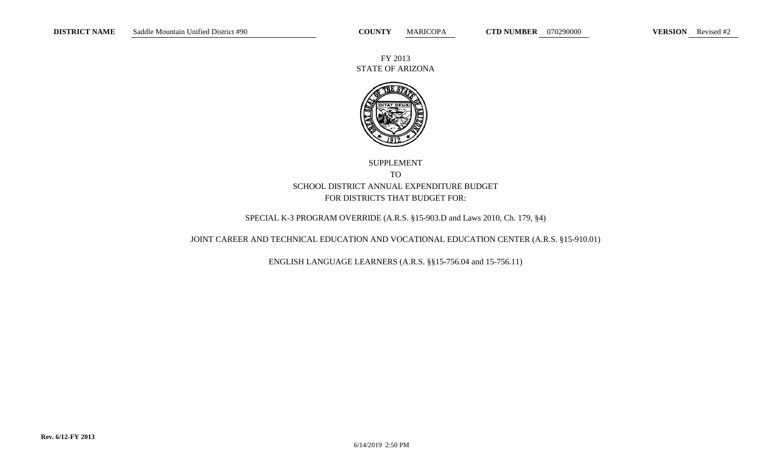**DISTRICT NAME** Saddle Mountain Unified District #90 **COUNTY** MARICOPA **CTD NUMBER** 070290000 **VERSION** Revised #2

FY 2013
STATE OF ARIZONA

SUPPLEMENT
TO
SCHOOL DISTRICT ANNUAL EXPENDITURE BUDGET
FOR DISTRICTS THAT BUDGET FOR:

SPECIAL K-3 PROGRAM OVERRIDE (A.R.S. §15-903.D and Laws 2010, Ch. 179, §4)

JOINT CAREER AND TECHNICAL EDUCATION AND VOCATIONAL EDUCATION CENTER (A.R.S. §15-910.01)

ENGLISH LANGUAGE LEARNERS (A.R.S. §§15-756.04 and 15-756.11)

**Rev. 6/12-FY 2013**

6/14/2019 2:50 PM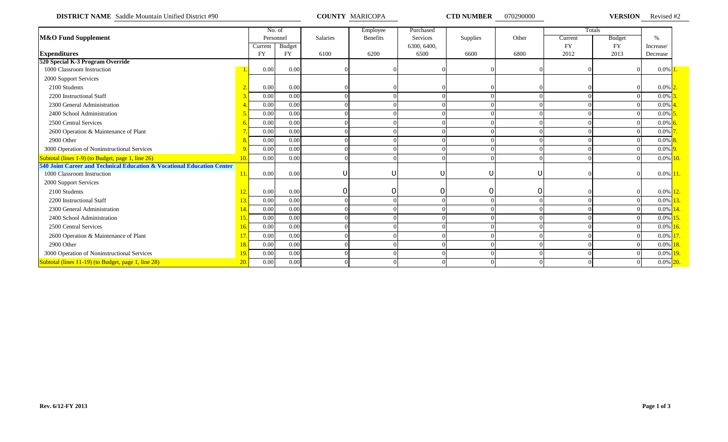**DISTRICT NAME** Saddle Mountain Unified District #90 **COUNTY** MARICOPA **CTD NUMBER** 070290000 **VERSION** Revised #2

| M&O Fund Supplement | | No. of Personnel | | Salaries | Employee Benefits | Purchased Services | Supplies | Other | Totals | | % |
|---|---|---|---|---|---|---|---|---|---|---|---|
| | | Current | Budget | | | 6300, 6400, | | | Current | Budget | Increase/ |
| **Expenditures** | | FY | FY | 6100 | 6200 | 6500 | 6600 | 6800 | FY 2012 | FY 2013 | Decrease |
| **520 Special K-3 Program Override** | | | | | | | | | | | |
| 1000 Classroom Instruction | 1. | 0.00 | 0.00 | 0 | 0 | 0 | 0 | 0 | 0 | 0 | 0.0% 1. |
| 2000 Support Services | | | | | | | | | | | |
| 2100 Students | 2. | 0.00 | 0.00 | 0 | 0 | 0 | 0 | 0 | 0 | 0 | 0.0% 2. |
| 2200 Instructional Staff | 3. | 0.00 | 0.00 | 0 | 0 | 0 | 0 | 0 | 0 | 0 | 0.0% 3. |
| 2300 General Administration | 4. | 0.00 | 0.00 | 0 | 0 | 0 | 0 | 0 | 0 | 0 | 0.0% 4. |
| 2400 School Administration | 5. | 0.00 | 0.00 | 0 | 0 | 0 | 0 | 0 | 0 | 0 | 0.0% 5. |
| 2500 Central Services | 6. | 0.00 | 0.00 | 0 | 0 | 0 | 0 | 0 | 0 | 0 | 0.0% 6. |
| 2600 Operation & Maintenance of Plant | 7. | 0.00 | 0.00 | 0 | 0 | 0 | 0 | 0 | 0 | 0 | 0.0% 7. |
| 2900 Other | 8. | 0.00 | 0.00 | 0 | 0 | 0 | 0 | 0 | 0 | 0 | 0.0% 8. |
| 3000 Operation of Noninstructional Services | 9. | 0.00 | 0.00 | 0 | 0 | 0 | 0 | 0 | 0 | 0 | 0.0% 9. |
| Subtotal (lines 1-9) (to Budget, page 1, line 26) | 10. | 0.00 | 0.00 | 0 | 0 | 0 | 0 | 0 | 0 | 0 | 0.0% 10. |
| **540 Joint Career and Technical Education & Vocational Education Center** | | | | | | | | | | | |
| 1000 Classroom Instruction | 11. | 0.00 | 0.00 | 0 | 0 | 0 | 0 | 0 | 0 | 0 | 0.0% 11. |
| 2000 Support Services | | | | | | | | | | | |
| 2100 Students | 12. | 0.00 | 0.00 | 0 | 0 | 0 | 0 | 0 | 0 | 0 | 0.0% 12. |
| 2200 Instructional Staff | 13. | 0.00 | 0.00 | 0 | 0 | 0 | 0 | 0 | 0 | 0 | 0.0% 13. |
| 2300 General Administration | 14. | 0.00 | 0.00 | 0 | 0 | 0 | 0 | 0 | 0 | 0 | 0.0% 14. |
| 2400 School Administration | 15. | 0.00 | 0.00 | 0 | 0 | 0 | 0 | 0 | 0 | 0 | 0.0% 15. |
| 2500 Central Services | 16. | 0.00 | 0.00 | 0 | 0 | 0 | 0 | 0 | 0 | 0 | 0.0% 16. |
| 2600 Operation & Maintenance of Plant | 17. | 0.00 | 0.00 | 0 | 0 | 0 | 0 | 0 | 0 | 0 | 0.0% 17. |
| 2900 Other | 18. | 0.00 | 0.00 | 0 | 0 | 0 | 0 | 0 | 0 | 0 | 0.0% 18. |
| 3000 Operation of Noninstructional Services | 19. | 0.00 | 0.00 | 0 | 0 | 0 | 0 | 0 | 0 | 0 | 0.0% 19. |
| Subtotal (lines 11-19) (to Budget, page 1, line 28) | 20. | 0.00 | 0.00 | 0 | 0 | 0 | 0 | 0 | 0 | 0 | 0.0% 20. |

**Rev. 6/12-FY 2013**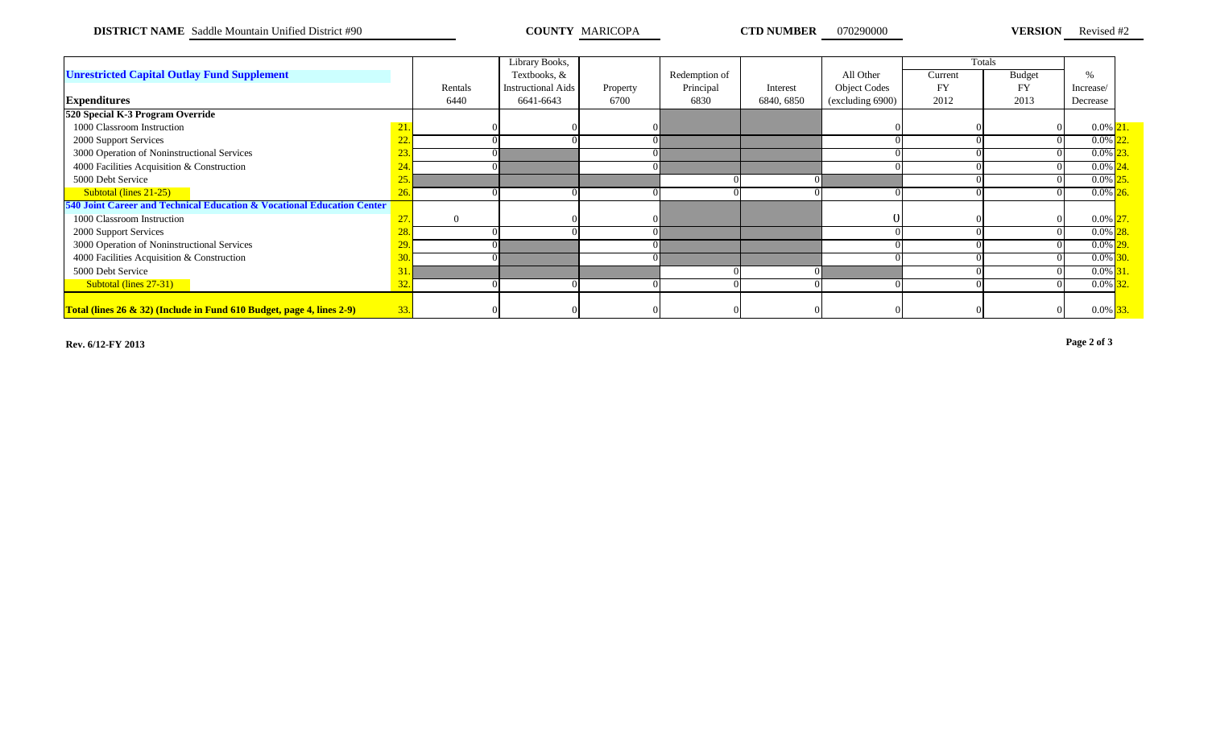**DISTRICT NAME** Saddle Mountain Unified District #90 **COUNTY** MARICOPA **CTD NUMBER** 070290000 **VERSION** Revised #2

| **Unrestricted Capital Outlay Fund Supplement** | | Rentals | Library Books, Textbooks, & Instructional Aids | Property | Redemption of Principal | Interest | All Other Object Codes | Totals Current FY | Totals Budget FY | % Increase/ |
|---|---|---|---|---|---|---|---|---|---|---|
| **Expenditures** | | 6440 | 6641-6643 | 6700 | 6830 | 6840, 6850 | (excluding 6900) | 2012 | 2013 | Decrease |
| **520 Special K-3 Program Override** | | | | | | | | | | |
| 1000 Classroom Instruction | 21. | 0 | 0 | 0 | | | 0 | 0 | 0 | 0.0% 21. |
| 2000 Support Services | 22. | 0 | 0 | 0 | | | 0 | 0 | 0 | 0.0% 22. |
| 3000 Operation of Noninstructional Services | 23. | 0 | | 0 | | | 0 | 0 | 0 | 0.0% 23. |
| 4000 Facilities Acquisition & Construction | 24. | 0 | | 0 | | | 0 | 0 | 0 | 0.0% 24. |
| 5000 Debt Service | 25. | | | | 0 | 0 | | 0 | 0 | 0.0% 25. |
| Subtotal (lines 21-25) | 26. | 0 | 0 | 0 | 0 | 0 | 0 | 0 | 0 | 0.0% 26. |
| **540 Joint Career and Technical Education & Vocational Education Center** | | | | | | | | | | |
| 1000 Classroom Instruction | 27. | 0 | 0 | 0 | | | 0 | 0 | 0 | 0.0% 27. |
| 2000 Support Services | 28. | 0 | 0 | 0 | | | 0 | 0 | 0 | 0.0% 28. |
| 3000 Operation of Noninstructional Services | 29. | 0 | | 0 | | | 0 | 0 | 0 | 0.0% 29. |
| 4000 Facilities Acquisition & Construction | 30. | 0 | | 0 | | | 0 | 0 | 0 | 0.0% 30. |
| 5000 Debt Service | 31. | | | | 0 | 0 | | 0 | 0 | 0.0% 31. |
| Subtotal (lines 27-31) | 32. | 0 | 0 | 0 | 0 | 0 | 0 | 0 | 0 | 0.0% 32. |
| **Total (lines 26 & 32) (Include in Fund 610 Budget, page 4, lines 2-9)** | 33. | 0 | 0 | 0 | 0 | 0 | 0 | 0 | 0 | 0.0% 33. |

**Rev. 6/12-FY 2013**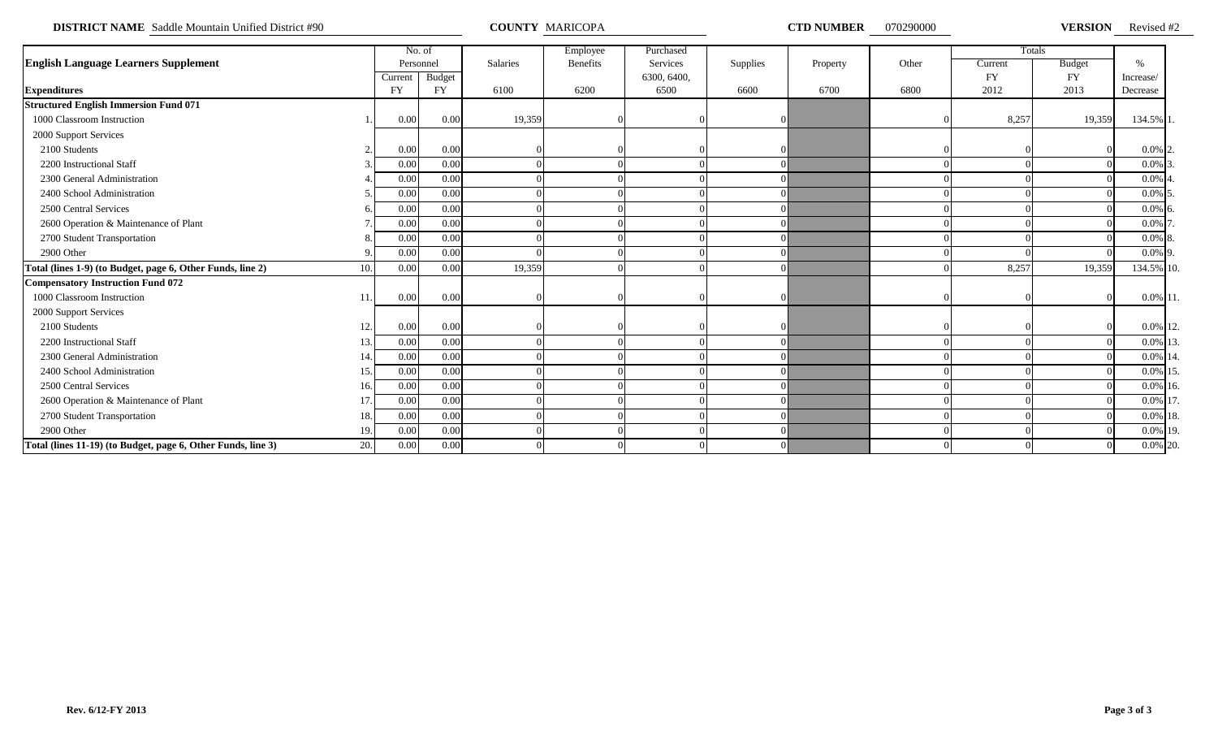**DISTRICT NAME** Saddle Mountain Unified District #90 **COUNTY** MARICOPA **CTD NUMBER** 070290000 **VERSION** Revised #2

| English Language Learners Supplement | | No. of Personnel | | Salaries | Employee Benefits | Purchased Services | Supplies | Property | Other | Totals | | % |
|---|---|---|---|---|---|---|---|---|---|---|---|---|
| **Expenditures** | | Current FY | Budget FY | 6100 | 6200 | 6300, 6400, 6500 | 6600 | 6700 | 6800 | Current FY 2012 | Budget FY 2013 | Increase/ Decrease |
| **Structured English Immersion Fund 071** | | | | | | | | | | | | |
| 1000 Classroom Instruction | 1. | 0.00 | 0.00 | 19,359 | 0 | 0 | 0 | | 0 | 8,257 | 19,359 | 134.5% 1. |
| 2000 Support Services | | | | | | | | | | | | |
| 2100 Students | 2. | 0.00 | 0.00 | 0 | 0 | 0 | 0 | | 0 | 0 | 0 | 0.0% 2. |
| 2200 Instructional Staff | 3. | 0.00 | 0.00 | 0 | 0 | 0 | 0 | | 0 | 0 | 0 | 0.0% 3. |
| 2300 General Administration | 4. | 0.00 | 0.00 | 0 | 0 | 0 | 0 | | 0 | 0 | 0 | 0.0% 4. |
| 2400 School Administration | 5. | 0.00 | 0.00 | 0 | 0 | 0 | 0 | | 0 | 0 | 0 | 0.0% 5. |
| 2500 Central Services | 6. | 0.00 | 0.00 | 0 | 0 | 0 | 0 | | 0 | 0 | 0 | 0.0% 6. |
| 2600 Operation & Maintenance of Plant | 7. | 0.00 | 0.00 | 0 | 0 | 0 | 0 | | 0 | 0 | 0 | 0.0% 7. |
| 2700 Student Transportation | 8. | 0.00 | 0.00 | 0 | 0 | 0 | 0 | | 0 | 0 | 0 | 0.0% 8. |
| 2900 Other | 9. | 0.00 | 0.00 | 0 | 0 | 0 | 0 | | 0 | 0 | 0 | 0.0% 9. |
| **Total (lines 1-9) (to Budget, page 6, Other Funds, line 2)** | 10. | 0.00 | 0.00 | 19,359 | 0 | 0 | 0 | | 0 | 8,257 | 19,359 | 134.5% 10. |
| **Compensatory Instruction Fund 072** | | | | | | | | | | | | |
| 1000 Classroom Instruction | 11. | 0.00 | 0.00 | 0 | 0 | 0 | 0 | | 0 | 0 | 0 | 0.0% 11. |
| 2000 Support Services | | | | | | | | | | | | |
| 2100 Students | 12. | 0.00 | 0.00 | 0 | 0 | 0 | 0 | | 0 | 0 | 0 | 0.0% 12. |
| 2200 Instructional Staff | 13. | 0.00 | 0.00 | 0 | 0 | 0 | 0 | | 0 | 0 | 0 | 0.0% 13. |
| 2300 General Administration | 14. | 0.00 | 0.00 | 0 | 0 | 0 | 0 | | 0 | 0 | 0 | 0.0% 14. |
| 2400 School Administration | 15. | 0.00 | 0.00 | 0 | 0 | 0 | 0 | | 0 | 0 | 0 | 0.0% 15. |
| 2500 Central Services | 16. | 0.00 | 0.00 | 0 | 0 | 0 | 0 | | 0 | 0 | 0 | 0.0% 16. |
| 2600 Operation & Maintenance of Plant | 17. | 0.00 | 0.00 | 0 | 0 | 0 | 0 | | 0 | 0 | 0 | 0.0% 17. |
| 2700 Student Transportation | 18. | 0.00 | 0.00 | 0 | 0 | 0 | 0 | | 0 | 0 | 0 | 0.0% 18. |
| 2900 Other | 19. | 0.00 | 0.00 | 0 | 0 | 0 | 0 | | 0 | 0 | 0 | 0.0% 19. |
| **Total (lines 11-19) (to Budget, page 6, Other Funds, line 3)** | 20. | 0.00 | 0.00 | 0 | 0 | 0 | 0 | | 0 | 0 | 0 | 0.0% 20. |

**Rev. 6/12-FY 2013**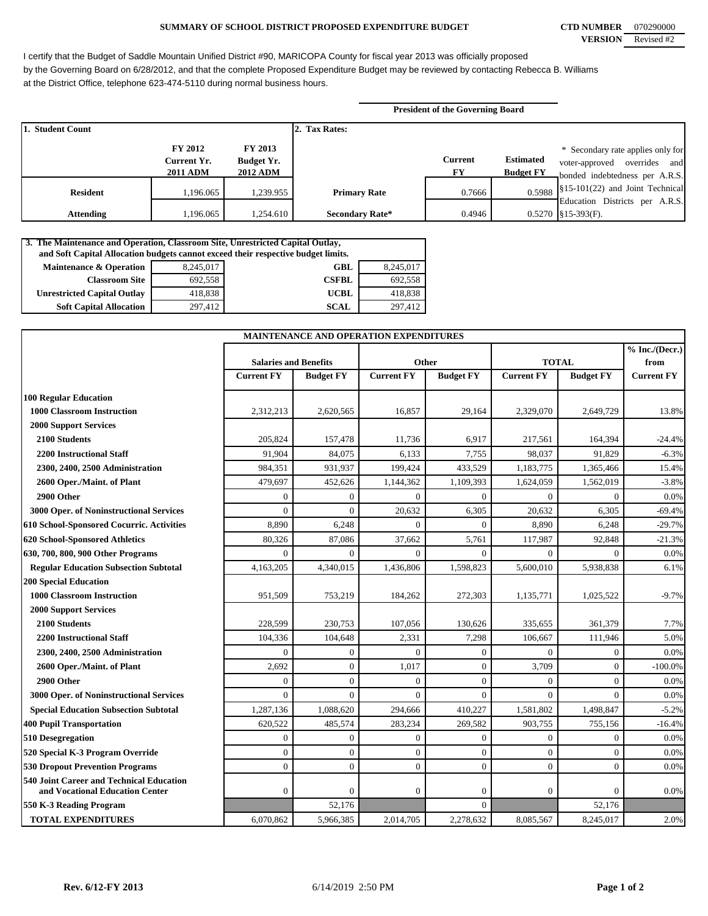## SUMMARY OF SCHOOL DISTRICT PROPOSED EXPENDITURE BUDGET

**CTD NUMBER** 070290000
**VERSION** Revised #2

I certify that the Budget of Saddle Mountain Unified District #90, MARICOPA County for fiscal year 2013 was officially proposed by the Governing Board on 6/28/2012, and that the complete Proposed Expenditure Budget may be reviewed by contacting Rebecca B. Williams at the District Office, telephone 623-474-5110 during normal business hours.

**President of the Governing Board**

| 1. Student Count | FY 2012 Current Yr. 2011 ADM | FY 2013 Budget Yr. 2012 ADM | 2. Tax Rates: | Current FY | Estimated Budget FY |
|---|---|---|---|---|---|
| Resident | 1,196.065 | 1,239.955 | Primary Rate | 0.7666 | 0.5988 |
| Attending | 1,196.065 | 1,254.610 | Secondary Rate* | 0.4946 | 0.5270 |

\* Secondary rate applies only for voter-approved overrides and bonded indebtedness per A.R.S. §15-101(22) and Joint Technical Education Districts per A.R.S. §15-393(F).

**3. The Maintenance and Operation, Classroom Site, Unrestricted Capital Outlay, and Soft Capital Allocation budgets cannot exceed their respective budget limits.**

| | | | |
|---|---|---|---|
| Maintenance & Operation | 8,245,017 | GBL | 8,245,017 |
| Classroom Site | 692,558 | CSFBL | 692,558 |
| Unrestricted Capital Outlay | 418,838 | UCBL | 418,838 |
| Soft Capital Allocation | 297,412 | SCAL | 297,412 |

**MAINTENANCE AND OPERATION EXPENDITURES**

| | Salaries and Benefits | | Other | | TOTAL | | % Inc./(Decr.) from |
|---|---|---|---|---|---|---|---|
| | Current FY | Budget FY | Current FY | Budget FY | Current FY | Budget FY | Current FY |
| **100 Regular Education** | | | | | | | |
| 1000 Classroom Instruction | 2,312,213 | 2,620,565 | 16,857 | 29,164 | 2,329,070 | 2,649,729 | 13.8% |
| 2000 Support Services | | | | | | | |
| 2100 Students | 205,824 | 157,478 | 11,736 | 6,917 | 217,561 | 164,394 | -24.4% |
| 2200 Instructional Staff | 91,904 | 84,075 | 6,133 | 7,755 | 98,037 | 91,829 | -6.3% |
| 2300, 2400, 2500 Administration | 984,351 | 931,937 | 199,424 | 433,529 | 1,183,775 | 1,365,466 | 15.4% |
| 2600 Oper./Maint. of Plant | 479,697 | 452,626 | 1,144,362 | 1,109,393 | 1,624,059 | 1,562,019 | -3.8% |
| 2900 Other | 0 | 0 | 0 | 0 | 0 | 0 | 0.0% |
| 3000 Oper. of Noninstructional Services | 0 | 0 | 20,632 | 6,305 | 20,632 | 6,305 | -69.4% |
| 610 School-Sponsored Cocurric. Activities | 8,890 | 6,248 | 0 | 0 | 8,890 | 6,248 | -29.7% |
| 620 School-Sponsored Athletics | 80,326 | 87,086 | 37,662 | 5,761 | 117,987 | 92,848 | -21.3% |
| 630, 700, 800, 900 Other Programs | 0 | 0 | 0 | 0 | 0 | 0 | 0.0% |
| Regular Education Subsection Subtotal | 4,163,205 | 4,340,015 | 1,436,806 | 1,598,823 | 5,600,010 | 5,938,838 | 6.1% |
| **200 Special Education** | | | | | | | |
| 1000 Classroom Instruction | 951,509 | 753,219 | 184,262 | 272,303 | 1,135,771 | 1,025,522 | -9.7% |
| 2000 Support Services | | | | | | | |
| 2100 Students | 228,599 | 230,753 | 107,056 | 130,626 | 335,655 | 361,379 | 7.7% |
| 2200 Instructional Staff | 104,336 | 104,648 | 2,331 | 7,298 | 106,667 | 111,946 | 5.0% |
| 2300, 2400, 2500 Administration | 0 | 0 | 0 | 0 | 0 | 0 | 0.0% |
| 2600 Oper./Maint. of Plant | 2,692 | 0 | 1,017 | 0 | 3,709 | 0 | -100.0% |
| 2900 Other | 0 | 0 | 0 | 0 | 0 | 0 | 0.0% |
| 3000 Oper. of Noninstructional Services | 0 | 0 | 0 | 0 | 0 | 0 | 0.0% |
| Special Education Subsection Subtotal | 1,287,136 | 1,088,620 | 294,666 | 410,227 | 1,581,802 | 1,498,847 | -5.2% |
| **400 Pupil Transportation** | 620,522 | 485,574 | 283,234 | 269,582 | 903,755 | 755,156 | -16.4% |
| **510 Desegregation** | 0 | 0 | 0 | 0 | 0 | 0 | 0.0% |
| **520 Special K-3 Program Override** | 0 | 0 | 0 | 0 | 0 | 0 | 0.0% |
| **530 Dropout Prevention Programs** | 0 | 0 | 0 | 0 | 0 | 0 | 0.0% |
| **540 Joint Career and Technical Education and Vocational Education Center** | 0 | 0 | 0 | 0 | 0 | 0 | 0.0% |
| **550 K-3 Reading Program** | | 52,176 | | 0 | | 52,176 | |
| **TOTAL EXPENDITURES** | 6,070,862 | 5,966,385 | 2,014,705 | 2,278,632 | 8,085,567 | 8,245,017 | 2.0% |

Rev. 6/12-FY 2013 — 6/14/2019 2:50 PM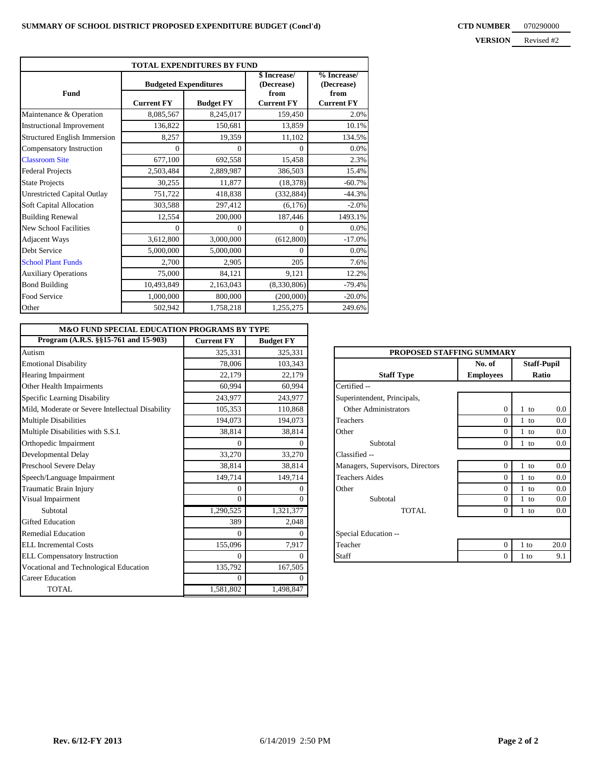**SUMMARY OF SCHOOL DISTRICT PROPOSED EXPENDITURE BUDGET (Concl'd)**

**CTD NUMBER** 070290000

**VERSION** Revised #2

| TOTAL EXPENDITURES BY FUND | | | | |
|---|---|---|---|---|
| **Fund** | **Budgeted Expenditures** | | **$ Increase/ (Decrease) from Current FY** | **% Increase/ (Decrease) from Current FY** |
| | **Current FY** | **Budget FY** | | |
| Maintenance & Operation | 8,085,567 | 8,245,017 | 159,450 | 2.0% |
| Instructional Improvement | 136,822 | 150,681 | 13,859 | 10.1% |
| Structured English Immersion | 8,257 | 19,359 | 11,102 | 134.5% |
| Compensatory Instruction | 0 | 0 | 0 | 0.0% |
| Classroom Site | 677,100 | 692,558 | 15,458 | 2.3% |
| Federal Projects | 2,503,484 | 2,889,987 | 386,503 | 15.4% |
| State Projects | 30,255 | 11,877 | (18,378) | -60.7% |
| Unrestricted Capital Outlay | 751,722 | 418,838 | (332,884) | -44.3% |
| Soft Capital Allocation | 303,588 | 297,412 | (6,176) | -2.0% |
| Building Renewal | 12,554 | 200,000 | 187,446 | 1493.1% |
| New School Facilities | 0 | 0 | 0 | 0.0% |
| Adjacent Ways | 3,612,800 | 3,000,000 | (612,800) | -17.0% |
| Debt Service | 5,000,000 | 5,000,000 | 0 | 0.0% |
| School Plant Funds | 2,700 | 2,905 | 205 | 7.6% |
| Auxiliary Operations | 75,000 | 84,121 | 9,121 | 12.2% |
| Bond Building | 10,493,849 | 2,163,043 | (8,330,806) | -79.4% |
| Food Service | 1,000,000 | 800,000 | (200,000) | -20.0% |
| Other | 502,942 | 1,758,218 | 1,255,275 | 249.6% |

| M&O FUND SPECIAL EDUCATION PROGRAMS BY TYPE | | |
|---|---|---|
| **Program (A.R.S. §§15-761 and 15-903)** | **Current FY** | **Budget FY** |
| Autism | 325,331 | 325,331 |
| Emotional Disability | 78,006 | 103,343 |
| Hearing Impairment | 22,179 | 22,179 |
| Other Health Impairments | 60,994 | 60,994 |
| Specific Learning Disability | 243,977 | 243,977 |
| Mild, Moderate or Severe Intellectual Disability | 105,353 | 110,868 |
| Multiple Disabilities | 194,073 | 194,073 |
| Multiple Disabilities with S.S.I. | 38,814 | 38,814 |
| Orthopedic Impairment | 0 | 0 |
| Developmental Delay | 33,270 | 33,270 |
| Preschool Severe Delay | 38,814 | 38,814 |
| Speech/Language Impairment | 149,714 | 149,714 |
| Traumatic Brain Injury | 0 | 0 |
| Visual Impairment | 0 | 0 |
| Subtotal | 1,290,525 | 1,321,377 |
| Gifted Education | 389 | 2,048 |
| Remedial Education | 0 | 0 |
| ELL Incremental Costs | 155,096 | 7,917 |
| ELL Compensatory Instruction | 0 | 0 |
| Vocational and Technological Education | 135,792 | 167,505 |
| Career Education | 0 | 0 |
| TOTAL | 1,581,802 | 1,498,847 |

| PROPOSED STAFFING SUMMARY | | |
|---|---|---|
| **Staff Type** | **No. of Employees** | **Staff-Pupil Ratio** |
| Certified -- | | |
| Superintendent, Principals, Other Administrators | 0 | 1 to 0.0 |
| Teachers | 0 | 1 to 0.0 |
| Other | 0 | 1 to 0.0 |
| Subtotal | 0 | 1 to 0.0 |
| Classified -- | | |
| Managers, Supervisors, Directors | 0 | 1 to 0.0 |
| Teachers Aides | 0 | 1 to 0.0 |
| Other | 0 | 1 to 0.0 |
| Subtotal | 0 | 1 to 0.0 |
| TOTAL | 0 | 1 to 0.0 |
| Special Education -- | | |
| Teacher | 0 | 1 to 20.0 |
| Staff | 0 | 1 to 9.1 |

Rev. 6/12-FY 2013 6/14/2019 2:50 PM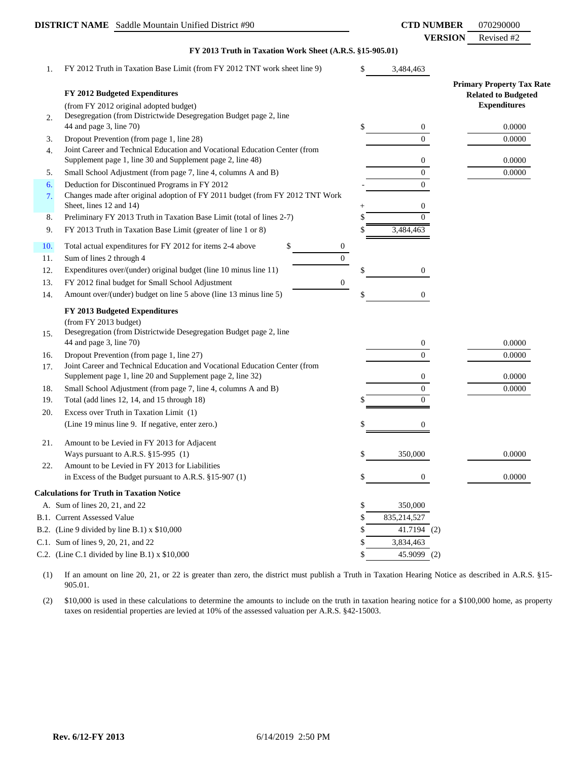**DISTRICT NAME** Saddle Mountain Unified District #90

**CTD NUMBER** 070290000

**VERSION** Revised #2

### FY 2013 Truth in Taxation Work Sheet (A.R.S. §15-905.01)

| | | | | Primary Property Tax Rate Related to Budgeted Expenditures |
|---|---|---|---|---|
| 1. | FY 2012 Truth in Taxation Base Limit (from FY 2012 TNT work sheet line 9) | | $ 3,484,463 | |
| | **FY 2012 Budgeted Expenditures** (from FY 2012 original adopted budget) | | | |
| 2. | Desegregation (from Districtwide Desegregation Budget page 2, line 44 and page 3, line 70) | | $ 0 | 0.0000 |
| 3. | Dropout Prevention (from page 1, line 28) | | 0 | 0.0000 |
| 4. | Joint Career and Technical Education and Vocational Education Center (from Supplement page 1, line 30 and Supplement page 2, line 48) | | 0 | 0.0000 |
| 5. | Small School Adjustment (from page 7, line 4, columns A and B) | | 0 | 0.0000 |
| 6. | Deduction for Discontinued Programs in FY 2012 | | - 0 | |
| 7. | Changes made after original adoption of FY 2011 budget (from FY 2012 TNT Work Sheet, lines 12 and 14) | | + 0 | |
| 8. | Preliminary FY 2013 Truth in Taxation Base Limit (total of lines 2-7) | | $ 0 | |
| 9. | FY 2013 Truth in Taxation Base Limit (greater of line 1 or 8) | | $ 3,484,463 | |
| 10. | Total actual expenditures for FY 2012 for items 2-4 above | $ 0 | | |
| 11. | Sum of lines 2 through 4 | 0 | | |
| 12. | Expenditures over/(under) original budget (line 10 minus line 11) | | $ 0 | |
| 13. | FY 2012 final budget for Small School Adjustment | 0 | | |
| 14. | Amount over/(under) budget on line 5 above (line 13 minus line 5) | | $ 0 | |
| | **FY 2013 Budgeted Expenditures** (from FY 2013 budget) | | | |
| 15. | Desegregation (from Districtwide Desegregation Budget page 2, line 44 and page 3, line 70) | | 0 | 0.0000 |
| 16. | Dropout Prevention (from page 1, line 27) | | 0 | 0.0000 |
| 17. | Joint Career and Technical Education and Vocational Education Center (from Supplement page 1, line 20 and Supplement page 2, line 32) | | 0 | 0.0000 |
| 18. | Small School Adjustment (from page 7, line 4, columns A and B) | | 0 | 0.0000 |
| 19. | Total (add lines 12, 14, and 15 through 18) | | $ 0 | |
| 20. | Excess over Truth in Taxation Limit (1) (Line 19 minus line 9. If negative, enter zero.) | | $ 0 | |
| 21. | Amount to be Levied in FY 2013 for Adjacent Ways pursuant to A.R.S. §15-995 (1) | | $ 350,000 | 0.0000 |
| 22. | Amount to be Levied in FY 2013 for Liabilities in Excess of the Budget pursuant to A.R.S. §15-907 (1) | | $ 0 | 0.0000 |

**Calculations for Truth in Taxation Notice**

| | | |
|---|---|---|
| A. | Sum of lines 20, 21, and 22 | $ 350,000 |
| B.1. | Current Assessed Value | $ 835,214,527 |
| B.2. | (Line 9 divided by line B.1) x $10,000 | $ 41.7194 (2) |
| C.1. | Sum of lines 9, 20, 21, and 22 | $ 3,834,463 |
| C.2. | (Line C.1 divided by line B.1) x $10,000 | $ 45.9099 (2) |

(1) If an amount on line 20, 21, or 22 is greater than zero, the district must publish a Truth in Taxation Hearing Notice as described in A.R.S. §15-905.01.

(2) $10,000 is used in these calculations to determine the amounts to include on the truth in taxation hearing notice for a $100,000 home, as property taxes on residential properties are levied at 10% of the assessed valuation per A.R.S. §42-15003.

Rev. 6/12-FY 2013 6/14/2019 2:50 PM